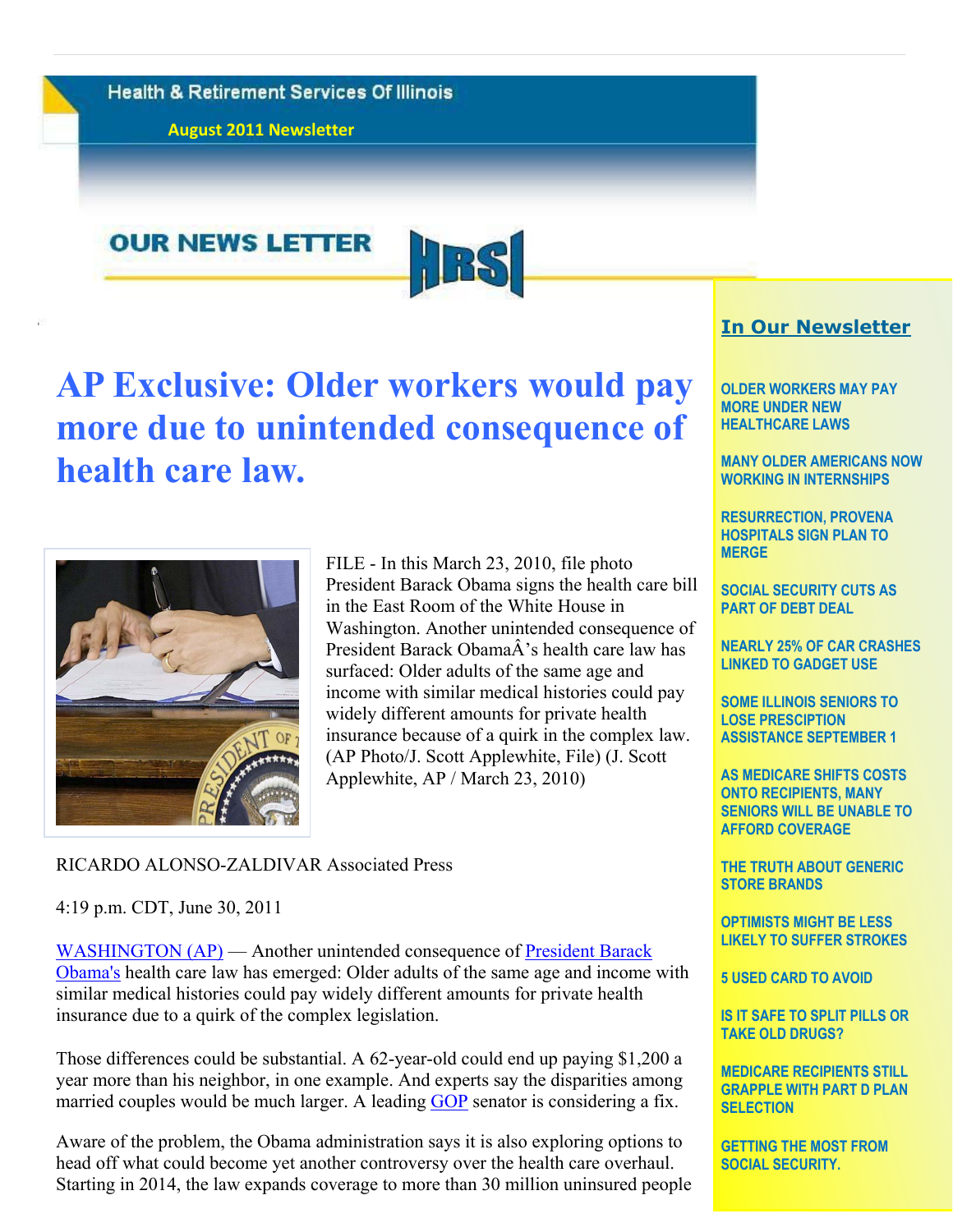Health & Retirement Services Of Illinois

**August 2011 Newsletter**

## OUR NEWS LETTER

HRSI

# AP Exclusive: Older workers would pay more due to unintended consequence of health care law.

FILE - In this March 23, 2010, file photo President Barack Obama signs the health care bill in the East Room of the White House in Washington. Another unintended consequence of President Barack ObamaÂ's health care law has surfaced: Older adults of the same age and income with similar medical histories could pay widely different amounts for private health insurance because of a quirk in the complex law. (AP Photo/J. Scott Applewhite, File) (J. Scott Applewhite, AP / March 23, 2010)

RICARDO ALONSO-ZALDIVAR Associated Press

4:19 p.m. CDT, June 30, 2011

WASHINGTON (AP) — Another unintended consequence of President Barack Obama's health care law has emerged: Older adults of the same age and income with similar medical histories could pay widely different amounts for private health insurance due to a quirk of the complex legislation.

Those differences could be substantial. A 62-year-old could end up paying $1,200 a year more than his neighbor, in one example. And experts say the disparities among married couples would be much larger. A leading GOP senator is considering a fix.

Aware of the problem, the Obama administration says it is also exploring options to head off what could become yet another controversy over the health care overhaul. Starting in 2014, the law expands coverage to more than 30 million uninsured people

## In Our Newsletter

- OLDER WORKERS MAY PAY MORE UNDER NEW HEALTHCARE LAWS
- MANY OLDER AMERICANS NOW WORKING IN INTERNSHIPS
- RESURRECTION, PROVENA HOSPITALS SIGN PLAN TO MERGE
- SOCIAL SECURITY CUTS AS PART OF DEBT DEAL
- NEARLY 25% OF CAR CRASHES LINKED TO GADGET USE
- SOME ILLINOIS SENIORS TO LOSE PRESCRIPTION ASSISTANCE SEPTEMBER 1
- AS MEDICARE SHIFTS COSTS ONTO RECIPIENTS, MANY SENIORS WILL BE UNABLE TO AFFORD COVERAGE
- THE TRUTH ABOUT GENERIC STORE BRANDS
- OPTIMISTS MIGHT BE LESS LIKELY TO SUFFER STROKES
- 5 USED CARD TO AVOID
- IS IT SAFE TO SPLIT PILLS OR TAKE OLD DRUGS?
- MEDICARE RECIPIENTS STILL GRAPPLE WITH PART D PLAN SELECTION
- GETTING THE MOST FROM SOCIAL SECURITY.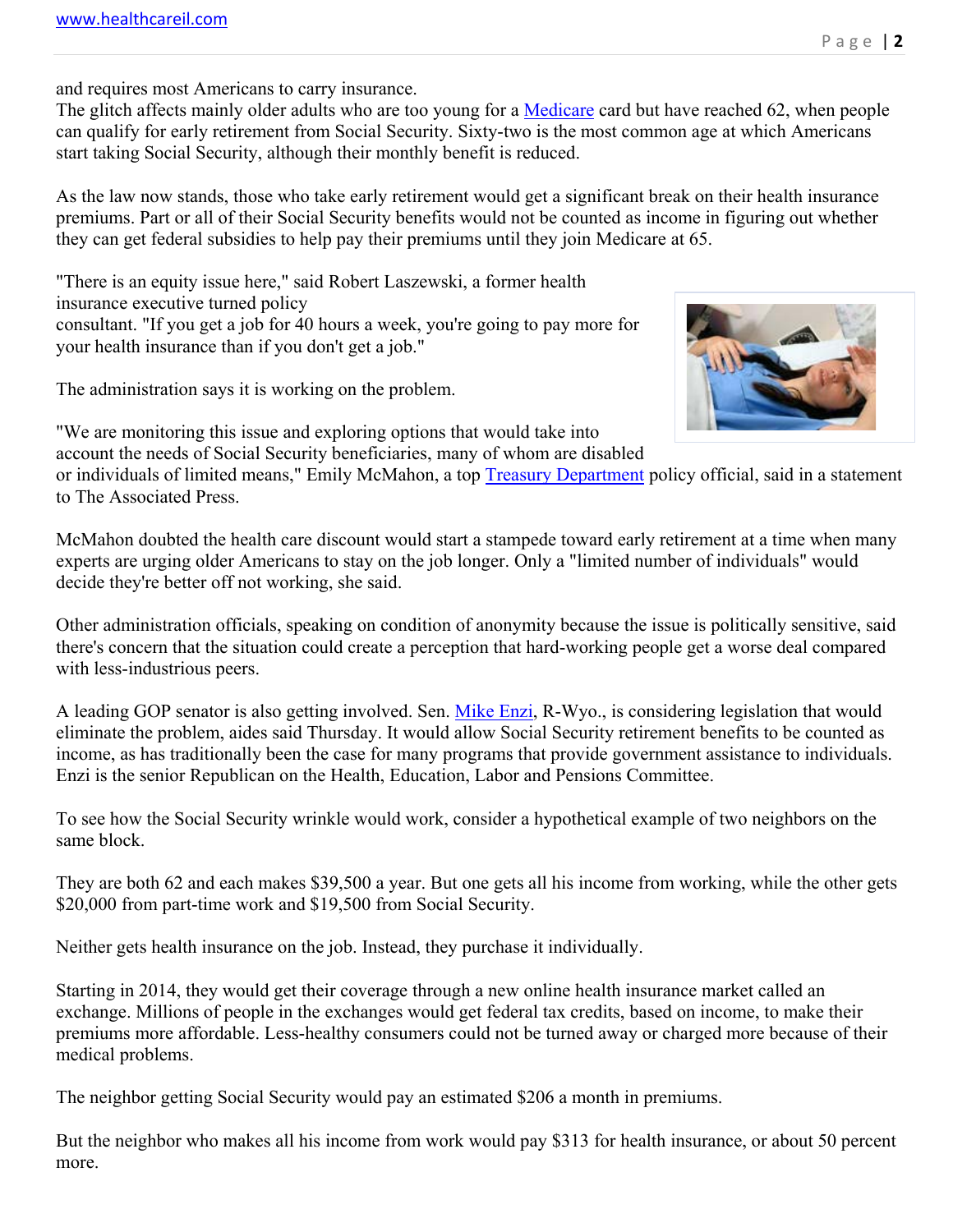and requires most Americans to carry insurance.
The glitch affects mainly older adults who are too young for a Medicare card but have reached 62, when people can qualify for early retirement from Social Security. Sixty-two is the most common age at which Americans start taking Social Security, although their monthly benefit is reduced.

As the law now stands, those who take early retirement would get a significant break on their health insurance premiums. Part or all of their Social Security benefits would not be counted as income in figuring out whether they can get federal subsidies to help pay their premiums until they join Medicare at 65.

"There is an equity issue here," said Robert Laszewski, a former health insurance executive turned policy consultant. "If you get a job for 40 hours a week, you're going to pay more for your health insurance than if you don't get a job."

The administration says it is working on the problem.

"We are monitoring this issue and exploring options that would take into account the needs of Social Security beneficiaries, many of whom are disabled or individuals of limited means," Emily McMahon, a top Treasury Department policy official, said in a statement to The Associated Press.

McMahon doubted the health care discount would start a stampede toward early retirement at a time when many experts are urging older Americans to stay on the job longer. Only a "limited number of individuals" would decide they're better off not working, she said.

Other administration officials, speaking on condition of anonymity because the issue is politically sensitive, said there's concern that the situation could create a perception that hard-working people get a worse deal compared with less-industrious peers.

A leading GOP senator is also getting involved. Sen. Mike Enzi, R-Wyo., is considering legislation that would eliminate the problem, aides said Thursday. It would allow Social Security retirement benefits to be counted as income, as has traditionally been the case for many programs that provide government assistance to individuals. Enzi is the senior Republican on the Health, Education, Labor and Pensions Committee.

To see how the Social Security wrinkle would work, consider a hypothetical example of two neighbors on the same block.

They are both 62 and each makes $39,500 a year. But one gets all his income from working, while the other gets $20,000 from part-time work and $19,500 from Social Security.

Neither gets health insurance on the job. Instead, they purchase it individually.

Starting in 2014, they would get their coverage through a new online health insurance market called an exchange. Millions of people in the exchanges would get federal tax credits, based on income, to make their premiums more affordable. Less-healthy consumers could not be turned away or charged more because of their medical problems.

The neighbor getting Social Security would pay an estimated $206 a month in premiums.

But the neighbor who makes all his income from work would pay $313 for health insurance, or about 50 percent more.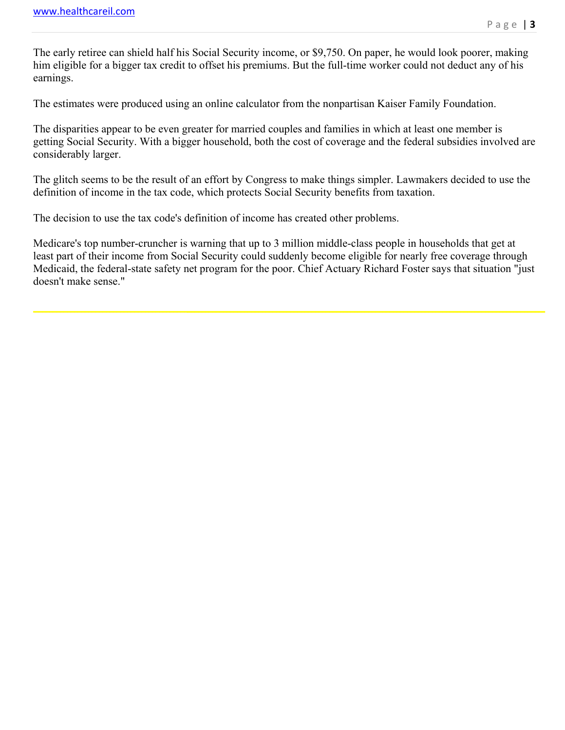The early retiree can shield half his Social Security income, or $9,750. On paper, he would look poorer, making him eligible for a bigger tax credit to offset his premiums. But the full-time worker could not deduct any of his earnings.

The estimates were produced using an online calculator from the nonpartisan Kaiser Family Foundation.

The disparities appear to be even greater for married couples and families in which at least one member is getting Social Security. With a bigger household, both the cost of coverage and the federal subsidies involved are considerably larger.

The glitch seems to be the result of an effort by Congress to make things simpler. Lawmakers decided to use the definition of income in the tax code, which protects Social Security benefits from taxation.

The decision to use the tax code's definition of income has created other problems.

Medicare's top number-cruncher is warning that up to 3 million middle-class people in households that get at least part of their income from Social Security could suddenly become eligible for nearly free coverage through Medicaid, the federal-state safety net program for the poor. Chief Actuary Richard Foster says that situation "just doesn't make sense."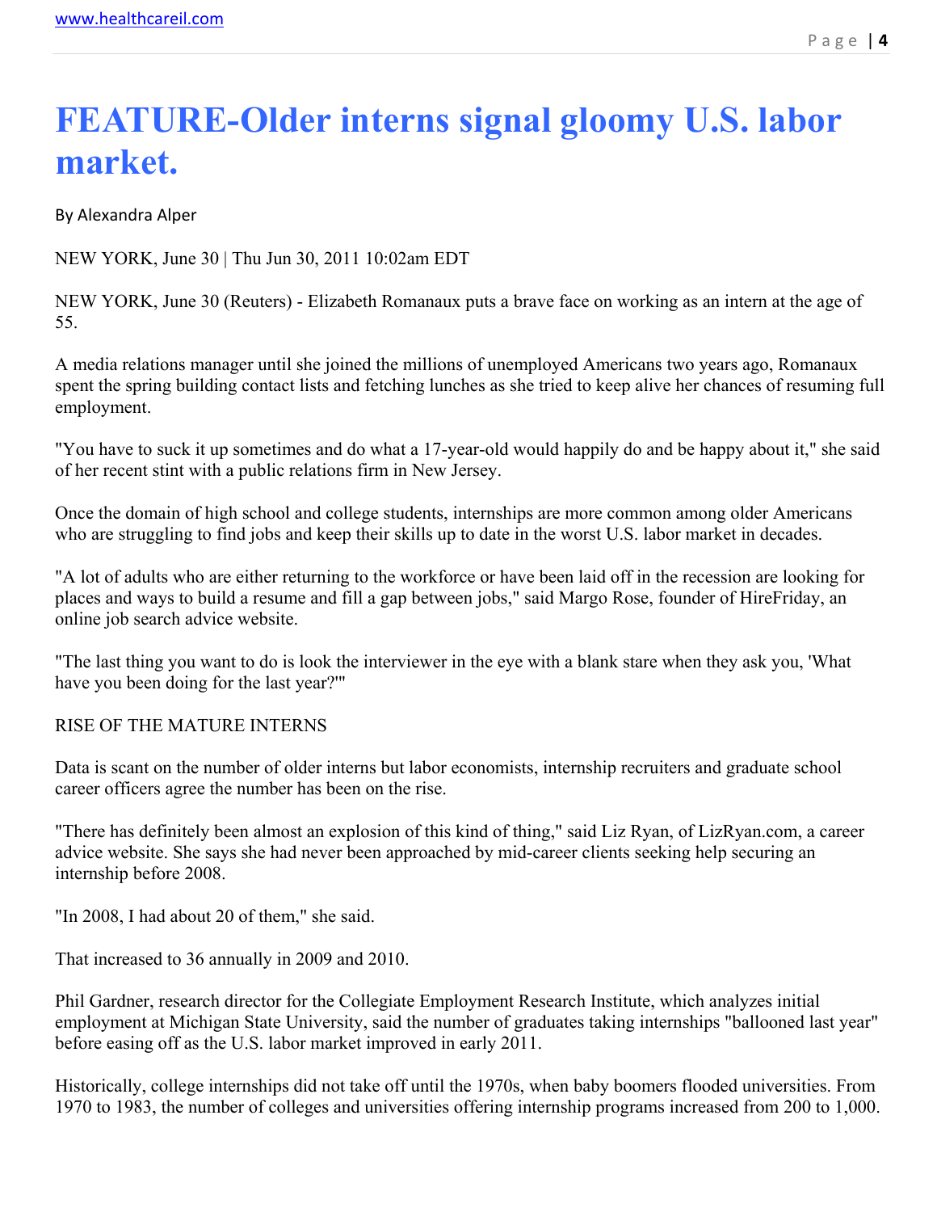# FEATURE-Older interns signal gloomy U.S. labor market.

By Alexandra Alper

NEW YORK, June 30 | Thu Jun 30, 2011 10:02am EDT

NEW YORK, June 30 (Reuters) - Elizabeth Romanaux puts a brave face on working as an intern at the age of 55.

A media relations manager until she joined the millions of unemployed Americans two years ago, Romanaux spent the spring building contact lists and fetching lunches as she tried to keep alive her chances of resuming full employment.

"You have to suck it up sometimes and do what a 17-year-old would happily do and be happy about it," she said of her recent stint with a public relations firm in New Jersey.

Once the domain of high school and college students, internships are more common among older Americans who are struggling to find jobs and keep their skills up to date in the worst U.S. labor market in decades.

"A lot of adults who are either returning to the workforce or have been laid off in the recession are looking for places and ways to build a resume and fill a gap between jobs," said Margo Rose, founder of HireFriday, an online job search advice website.

"The last thing you want to do is look the interviewer in the eye with a blank stare when they ask you, 'What have you been doing for the last year?'"

RISE OF THE MATURE INTERNS

Data is scant on the number of older interns but labor economists, internship recruiters and graduate school career officers agree the number has been on the rise.

"There has definitely been almost an explosion of this kind of thing," said Liz Ryan, of LizRyan.com, a career advice website. She says she had never been approached by mid-career clients seeking help securing an internship before 2008.

"In 2008, I had about 20 of them," she said.

That increased to 36 annually in 2009 and 2010.

Phil Gardner, research director for the Collegiate Employment Research Institute, which analyzes initial employment at Michigan State University, said the number of graduates taking internships "ballooned last year" before easing off as the U.S. labor market improved in early 2011.

Historically, college internships did not take off until the 1970s, when baby boomers flooded universities. From 1970 to 1983, the number of colleges and universities offering internship programs increased from 200 to 1,000.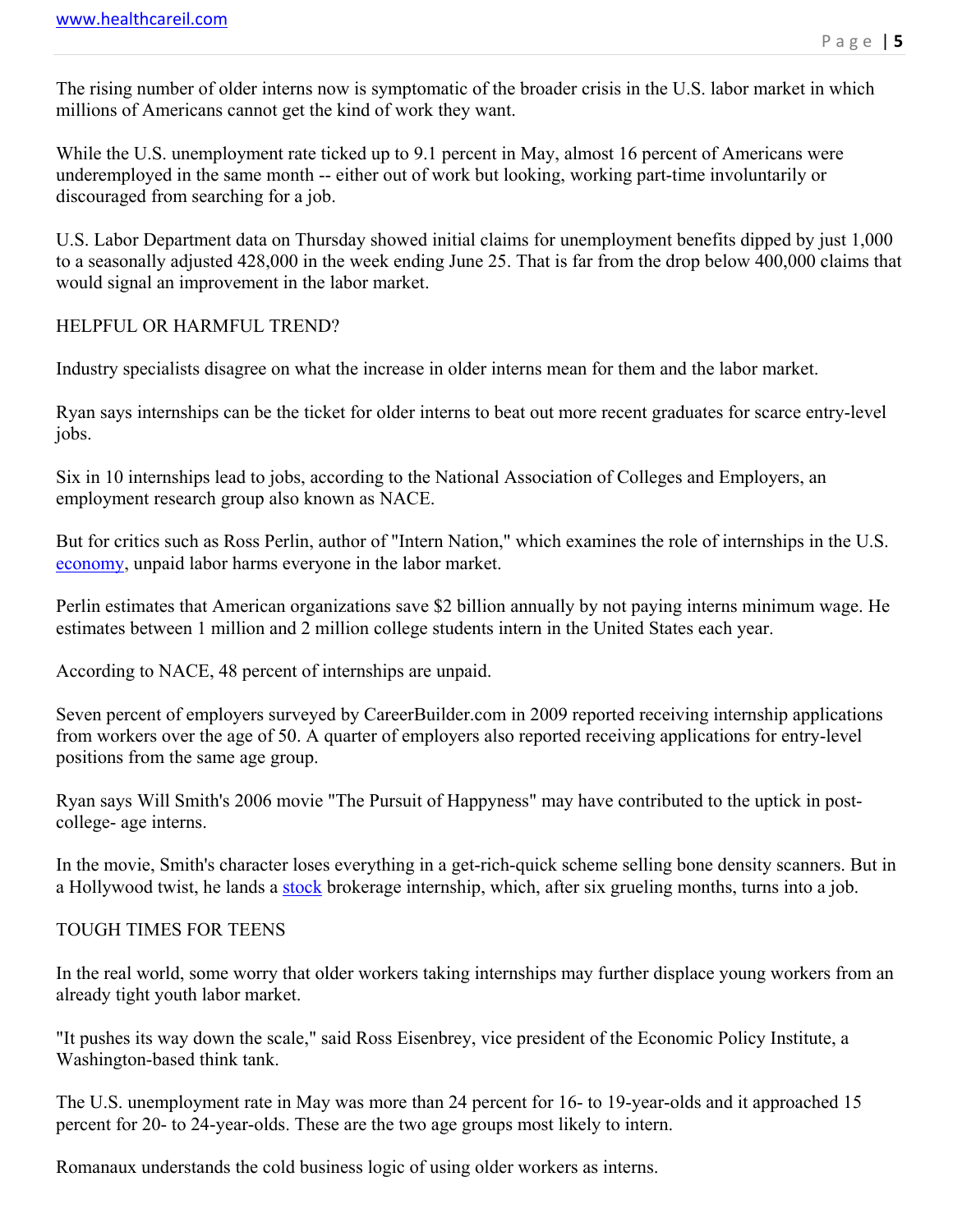The rising number of older interns now is symptomatic of the broader crisis in the U.S. labor market in which millions of Americans cannot get the kind of work they want.

While the U.S. unemployment rate ticked up to 9.1 percent in May, almost 16 percent of Americans were underemployed in the same month -- either out of work but looking, working part-time involuntarily or discouraged from searching for a job.

U.S. Labor Department data on Thursday showed initial claims for unemployment benefits dipped by just 1,000 to a seasonally adjusted 428,000 in the week ending June 25. That is far from the drop below 400,000 claims that would signal an improvement in the labor market.

## HELPFUL OR HARMFUL TREND?

Industry specialists disagree on what the increase in older interns mean for them and the labor market.

Ryan says internships can be the ticket for older interns to beat out more recent graduates for scarce entry-level jobs.

Six in 10 internships lead to jobs, according to the National Association of Colleges and Employers, an employment research group also known as NACE.

But for critics such as Ross Perlin, author of "Intern Nation," which examines the role of internships in the U.S. economy, unpaid labor harms everyone in the labor market.

Perlin estimates that American organizations save $2 billion annually by not paying interns minimum wage. He estimates between 1 million and 2 million college students intern in the United States each year.

According to NACE, 48 percent of internships are unpaid.

Seven percent of employers surveyed by CareerBuilder.com in 2009 reported receiving internship applications from workers over the age of 50. A quarter of employers also reported receiving applications for entry-level positions from the same age group.

Ryan says Will Smith's 2006 movie "The Pursuit of Happyness" may have contributed to the uptick in post-college- age interns.

In the movie, Smith's character loses everything in a get-rich-quick scheme selling bone density scanners. But in a Hollywood twist, he lands a stock brokerage internship, which, after six grueling months, turns into a job.

## TOUGH TIMES FOR TEENS

In the real world, some worry that older workers taking internships may further displace young workers from an already tight youth labor market.

"It pushes its way down the scale," said Ross Eisenbrey, vice president of the Economic Policy Institute, a Washington-based think tank.

The U.S. unemployment rate in May was more than 24 percent for 16- to 19-year-olds and it approached 15 percent for 20- to 24-year-olds. These are the two age groups most likely to intern.

Romanaux understands the cold business logic of using older workers as interns.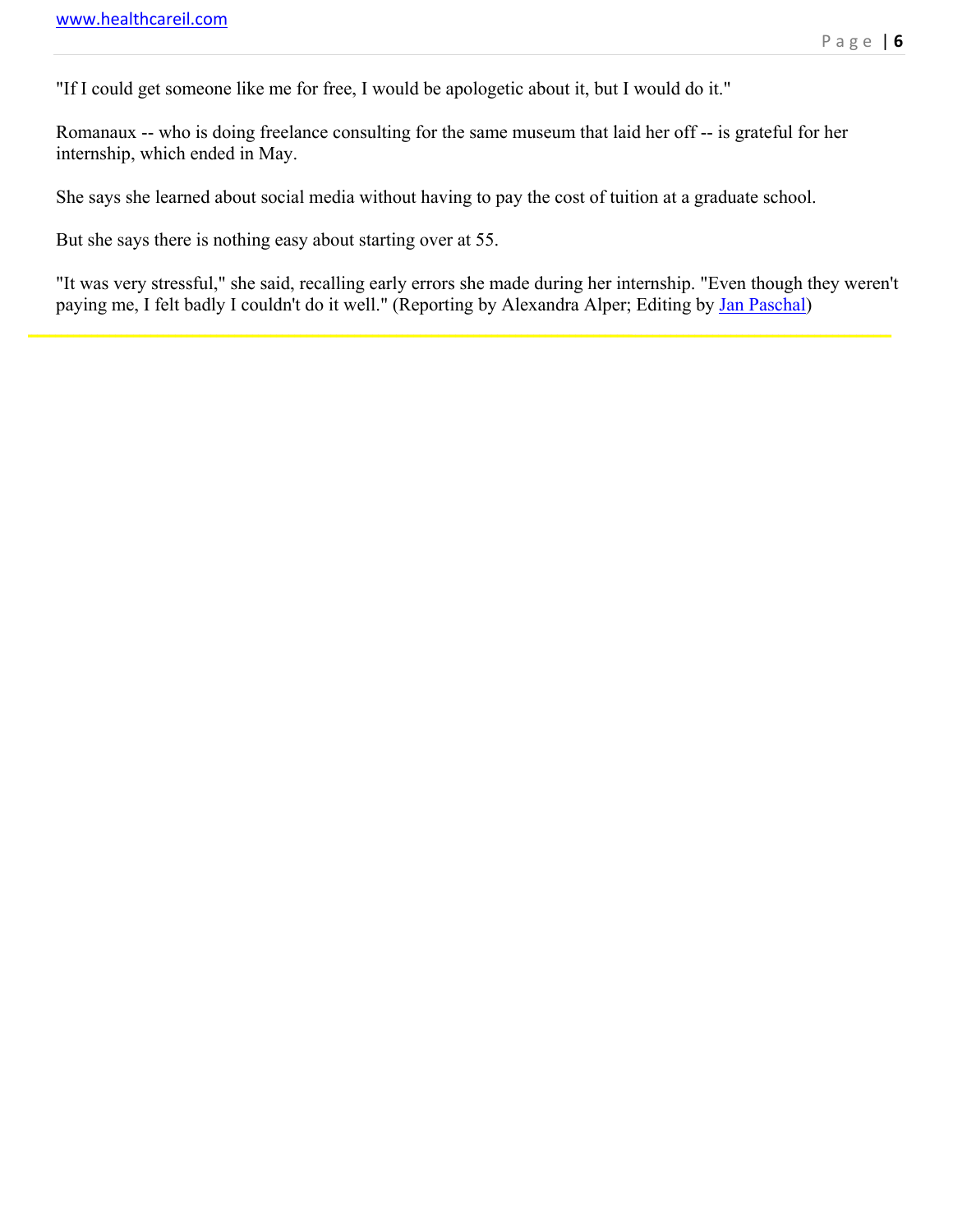"If I could get someone like me for free, I would be apologetic about it, but I would do it."

Romanaux -- who is doing freelance consulting for the same museum that laid her off -- is grateful for her internship, which ended in May.

She says she learned about social media without having to pay the cost of tuition at a graduate school.

But she says there is nothing easy about starting over at 55.

"It was very stressful," she said, recalling early errors she made during her internship. "Even though they weren't paying me, I felt badly I couldn't do it well." (Reporting by Alexandra Alper; Editing by Jan Paschal)

---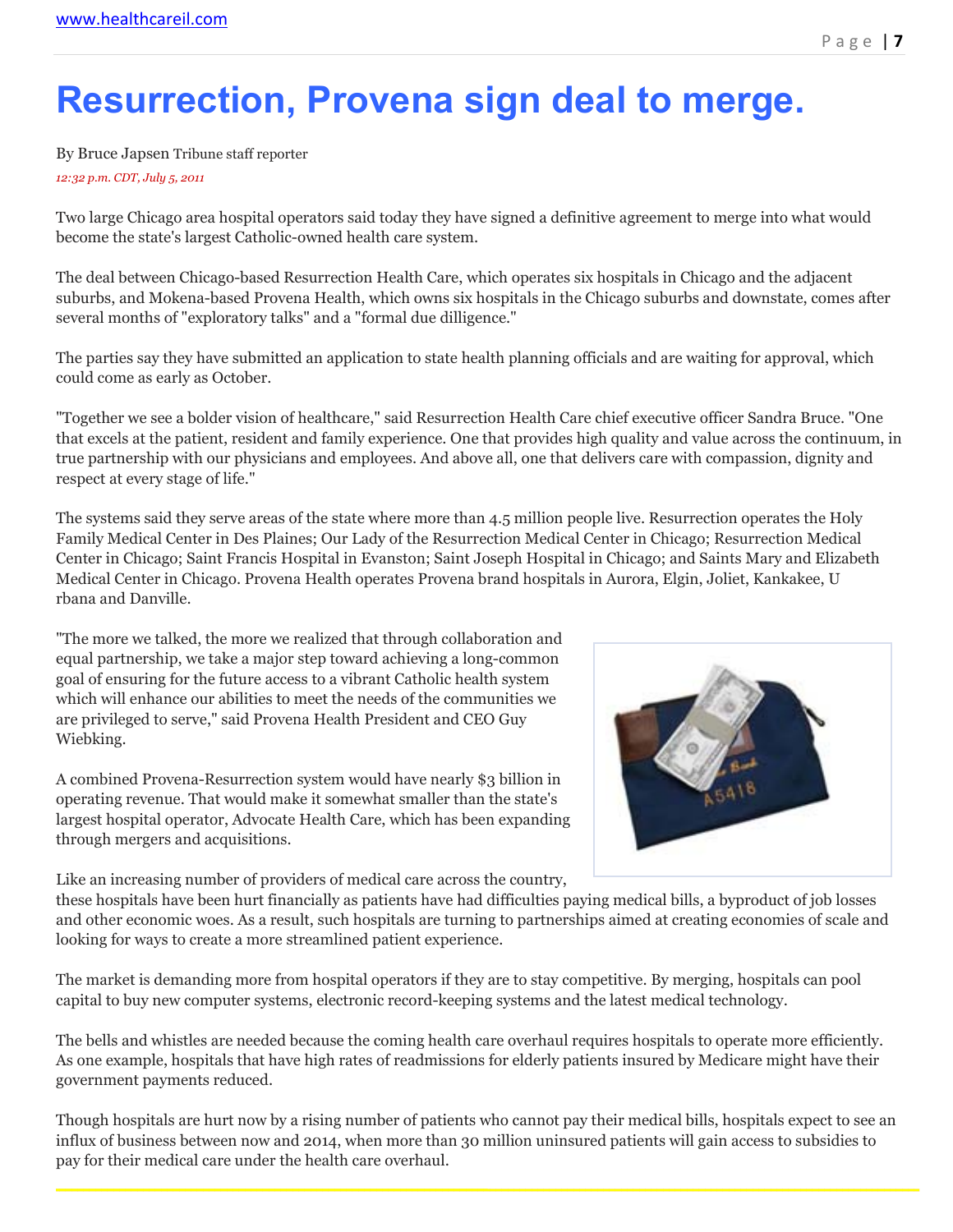# Resurrection, Provena sign deal to merge.

By Bruce Japsen Tribune staff reporter

*12:32 p.m. CDT, July 5, 2011*

Two large Chicago area hospital operators said today they have signed a definitive agreement to merge into what would become the state's largest Catholic-owned health care system.

The deal between Chicago-based Resurrection Health Care, which operates six hospitals in Chicago and the adjacent suburbs, and Mokena-based Provena Health, which owns six hospitals in the Chicago suburbs and downstate, comes after several months of "exploratory talks" and a "formal due dilligence."

The parties say they have submitted an application to state health planning officials and are waiting for approval, which could come as early as October.

"Together we see a bolder vision of healthcare," said Resurrection Health Care chief executive officer Sandra Bruce. "One that excels at the patient, resident and family experience. One that provides high quality and value across the continuum, in true partnership with our physicians and employees. And above all, one that delivers care with compassion, dignity and respect at every stage of life."

The systems said they serve areas of the state where more than 4.5 million people live. Resurrection operates the Holy Family Medical Center in Des Plaines; Our Lady of the Resurrection Medical Center in Chicago; Resurrection Medical Center in Chicago; Saint Francis Hospital in Evanston; Saint Joseph Hospital in Chicago; and Saints Mary and Elizabeth Medical Center in Chicago. Provena Health operates Provena brand hospitals in Aurora, Elgin, Joliet, Kankakee, U rbana and Danville.

"The more we talked, the more we realized that through collaboration and equal partnership, we take a major step toward achieving a long-common goal of ensuring for the future access to a vibrant Catholic health system which will enhance our abilities to meet the needs of the communities we are privileged to serve," said Provena Health President and CEO Guy Wiebking.

A combined Provena-Resurrection system would have nearly $3 billion in operating revenue. That would make it somewhat smaller than the state's largest hospital operator, Advocate Health Care, which has been expanding through mergers and acquisitions.

Like an increasing number of providers of medical care across the country, these hospitals have been hurt financially as patients have had difficulties paying medical bills, a byproduct of job losses and other economic woes. As a result, such hospitals are turning to partnerships aimed at creating economies of scale and looking for ways to create a more streamlined patient experience.

The market is demanding more from hospital operators if they are to stay competitive. By merging, hospitals can pool capital to buy new computer systems, electronic record-keeping systems and the latest medical technology.

The bells and whistles are needed because the coming health care overhaul requires hospitals to operate more efficiently. As one example, hospitals that have high rates of readmissions for elderly patients insured by Medicare might have their government payments reduced.

Though hospitals are hurt now by a rising number of patients who cannot pay their medical bills, hospitals expect to see an influx of business between now and 2014, when more than 30 million uninsured patients will gain access to subsidies to pay for their medical care under the health care overhaul.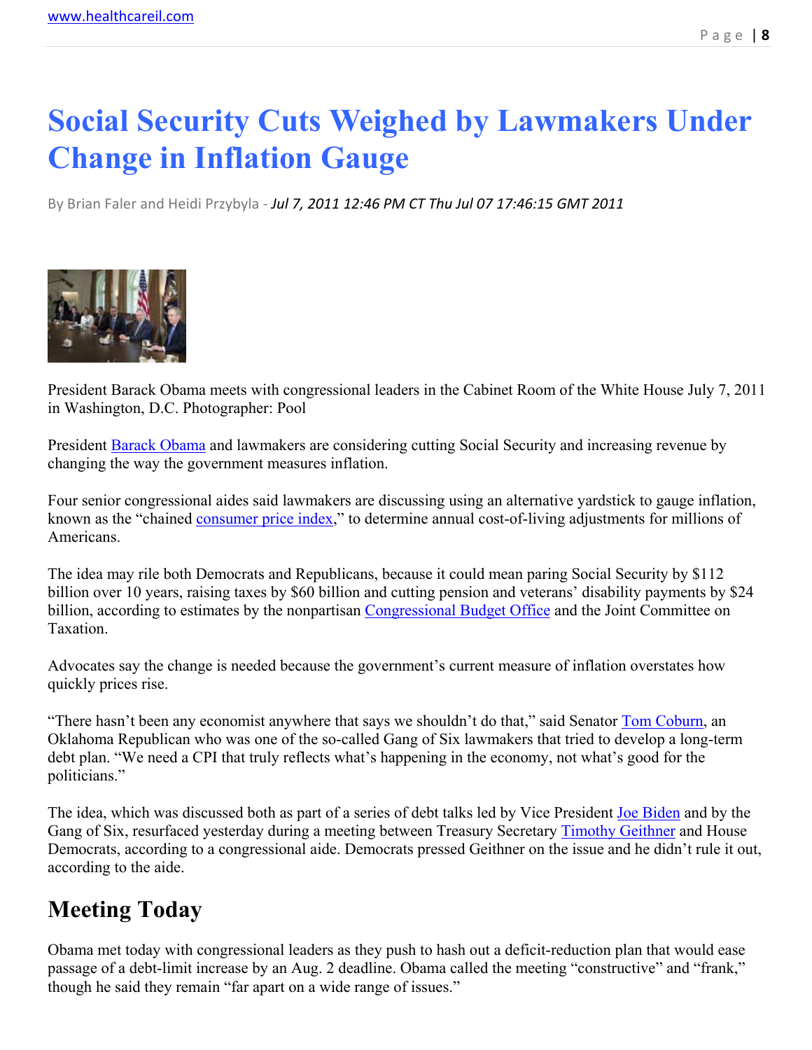# Social Security Cuts Weighed by Lawmakers Under Change in Inflation Gauge

By Brian Faler and Heidi Przybyla - *Jul 7, 2011 12:46 PM CT Thu Jul 07 17:46:15 GMT 2011*

President Barack Obama meets with congressional leaders in the Cabinet Room of the White House July 7, 2011 in Washington, D.C. Photographer: Pool

President Barack Obama and lawmakers are considering cutting Social Security and increasing revenue by changing the way the government measures inflation.

Four senior congressional aides said lawmakers are discussing using an alternative yardstick to gauge inflation, known as the "chained consumer price index," to determine annual cost-of-living adjustments for millions of Americans.

The idea may rile both Democrats and Republicans, because it could mean paring Social Security by $112 billion over 10 years, raising taxes by $60 billion and cutting pension and veterans' disability payments by $24 billion, according to estimates by the nonpartisan Congressional Budget Office and the Joint Committee on Taxation.

Advocates say the change is needed because the government's current measure of inflation overstates how quickly prices rise.

"There hasn't been any economist anywhere that says we shouldn't do that," said Senator Tom Coburn, an Oklahoma Republican who was one of the so-called Gang of Six lawmakers that tried to develop a long-term debt plan. "We need a CPI that truly reflects what's happening in the economy, not what's good for the politicians."

The idea, which was discussed both as part of a series of debt talks led by Vice President Joe Biden and by the Gang of Six, resurfaced yesterday during a meeting between Treasury Secretary Timothy Geithner and House Democrats, according to a congressional aide. Democrats pressed Geithner on the issue and he didn't rule it out, according to the aide.

## Meeting Today

Obama met today with congressional leaders as they push to hash out a deficit-reduction plan that would ease passage of a debt-limit increase by an Aug. 2 deadline. Obama called the meeting "constructive" and "frank," though he said they remain "far apart on a wide range of issues."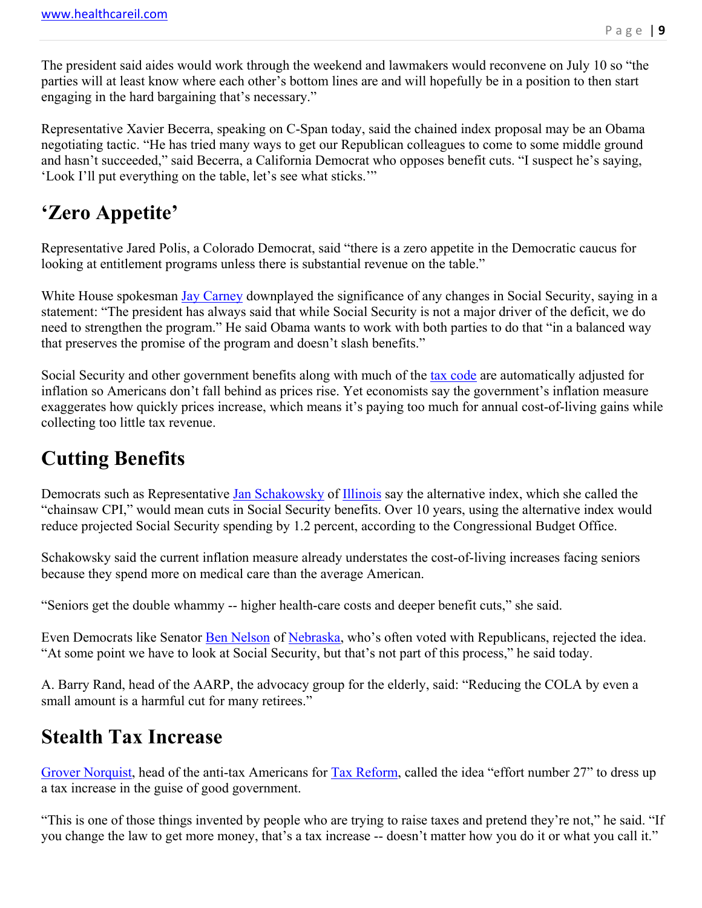The president said aides would work through the weekend and lawmakers would reconvene on July 10 so "the parties will at least know where each other's bottom lines are and will hopefully be in a position to then start engaging in the hard bargaining that's necessary."

Representative Xavier Becerra, speaking on C-Span today, said the chained index proposal may be an Obama negotiating tactic. "He has tried many ways to get our Republican colleagues to come to some middle ground and hasn't succeeded," said Becerra, a California Democrat who opposes benefit cuts. "I suspect he's saying, 'Look I'll put everything on the table, let's see what sticks.'"

## 'Zero Appetite'

Representative Jared Polis, a Colorado Democrat, said "there is a zero appetite in the Democratic caucus for looking at entitlement programs unless there is substantial revenue on the table."

White House spokesman Jay Carney downplayed the significance of any changes in Social Security, saying in a statement: "The president has always said that while Social Security is not a major driver of the deficit, we do need to strengthen the program." He said Obama wants to work with both parties to do that "in a balanced way that preserves the promise of the program and doesn't slash benefits."

Social Security and other government benefits along with much of the tax code are automatically adjusted for inflation so Americans don't fall behind as prices rise. Yet economists say the government's inflation measure exaggerates how quickly prices increase, which means it's paying too much for annual cost-of-living gains while collecting too little tax revenue.

## Cutting Benefits

Democrats such as Representative Jan Schakowsky of Illinois say the alternative index, which she called the "chainsaw CPI," would mean cuts in Social Security benefits. Over 10 years, using the alternative index would reduce projected Social Security spending by 1.2 percent, according to the Congressional Budget Office.

Schakowsky said the current inflation measure already understates the cost-of-living increases facing seniors because they spend more on medical care than the average American.

"Seniors get the double whammy -- higher health-care costs and deeper benefit cuts," she said.

Even Democrats like Senator Ben Nelson of Nebraska, who's often voted with Republicans, rejected the idea. "At some point we have to look at Social Security, but that's not part of this process," he said today.

A. Barry Rand, head of the AARP, the advocacy group for the elderly, said: "Reducing the COLA by even a small amount is a harmful cut for many retirees."

## Stealth Tax Increase

Grover Norquist, head of the anti-tax Americans for Tax Reform, called the idea "effort number 27" to dress up a tax increase in the guise of good government.

"This is one of those things invented by people who are trying to raise taxes and pretend they're not," he said. "If you change the law to get more money, that's a tax increase -- doesn't matter how you do it or what you call it."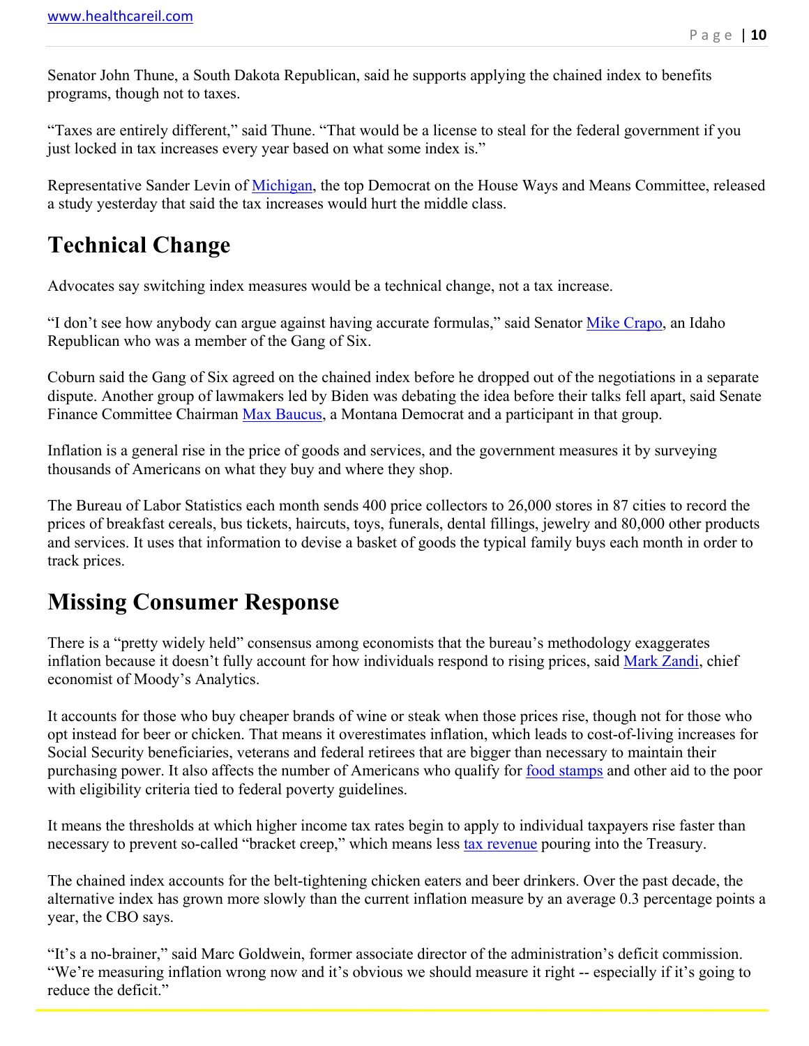Senator John Thune, a South Dakota Republican, said he supports applying the chained index to benefits programs, though not to taxes.

"Taxes are entirely different," said Thune. "That would be a license to steal for the federal government if you just locked in tax increases every year based on what some index is."

Representative Sander Levin of Michigan, the top Democrat on the House Ways and Means Committee, released a study yesterday that said the tax increases would hurt the middle class.

## Technical Change

Advocates say switching index measures would be a technical change, not a tax increase.

"I don't see how anybody can argue against having accurate formulas," said Senator Mike Crapo, an Idaho Republican who was a member of the Gang of Six.

Coburn said the Gang of Six agreed on the chained index before he dropped out of the negotiations in a separate dispute. Another group of lawmakers led by Biden was debating the idea before their talks fell apart, said Senate Finance Committee Chairman Max Baucus, a Montana Democrat and a participant in that group.

Inflation is a general rise in the price of goods and services, and the government measures it by surveying thousands of Americans on what they buy and where they shop.

The Bureau of Labor Statistics each month sends 400 price collectors to 26,000 stores in 87 cities to record the prices of breakfast cereals, bus tickets, haircuts, toys, funerals, dental fillings, jewelry and 80,000 other products and services. It uses that information to devise a basket of goods the typical family buys each month in order to track prices.

## Missing Consumer Response

There is a "pretty widely held" consensus among economists that the bureau's methodology exaggerates inflation because it doesn't fully account for how individuals respond to rising prices, said Mark Zandi, chief economist of Moody's Analytics.

It accounts for those who buy cheaper brands of wine or steak when those prices rise, though not for those who opt instead for beer or chicken. That means it overestimates inflation, which leads to cost-of-living increases for Social Security beneficiaries, veterans and federal retirees that are bigger than necessary to maintain their purchasing power. It also affects the number of Americans who qualify for food stamps and other aid to the poor with eligibility criteria tied to federal poverty guidelines.

It means the thresholds at which higher income tax rates begin to apply to individual taxpayers rise faster than necessary to prevent so-called "bracket creep," which means less tax revenue pouring into the Treasury.

The chained index accounts for the belt-tightening chicken eaters and beer drinkers. Over the past decade, the alternative index has grown more slowly than the current inflation measure by an average 0.3 percentage points a year, the CBO says.

"It's a no-brainer," said Marc Goldwein, former associate director of the administration's deficit commission. "We're measuring inflation wrong now and it's obvious we should measure it right -- especially if it's going to reduce the deficit."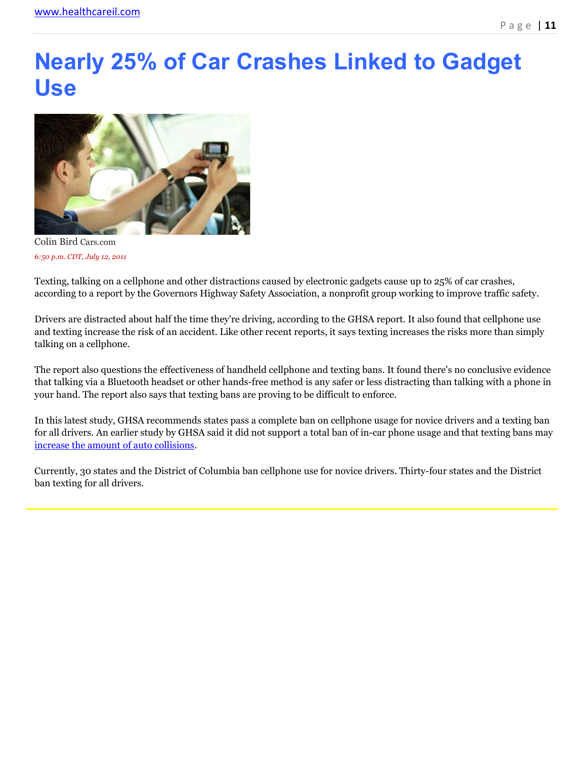# Nearly 25% of Car Crashes Linked to Gadget Use

Colin Bird Cars.com

*6:50 p.m. CDT, July 12, 2011*

Texting, talking on a cellphone and other distractions caused by electronic gadgets cause up to 25% of car crashes, according to a report by the Governors Highway Safety Association, a nonprofit group working to improve traffic safety.

Drivers are distracted about half the time they're driving, according to the GHSA report. It also found that cellphone use and texting increase the risk of an accident. Like other recent reports, it says texting increases the risks more than simply talking on a cellphone.

The report also questions the effectiveness of handheld cellphone and texting bans. It found there's no conclusive evidence that talking via a Bluetooth headset or other hands-free method is any safer or less distracting than talking with a phone in your hand. The report also says that texting bans are proving to be difficult to enforce.

In this latest study, GHSA recommends states pass a complete ban on cellphone usage for novice drivers and a texting ban for all drivers. An earlier study by GHSA said it did not support a total ban of in-car phone usage and that texting bans may increase the amount of auto collisions.

Currently, 30 states and the District of Columbia ban cellphone use for novice drivers. Thirty-four states and the District ban texting for all drivers.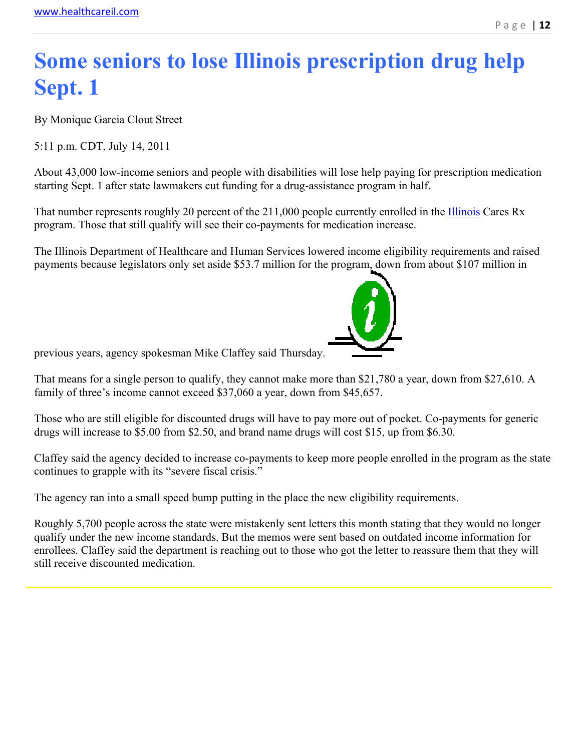# Some seniors to lose Illinois prescription drug help Sept. 1

By Monique Garcia Clout Street

5:11 p.m. CDT, July 14, 2011

About 43,000 low-income seniors and people with disabilities will lose help paying for prescription medication starting Sept. 1 after state lawmakers cut funding for a drug-assistance program in half.

That number represents roughly 20 percent of the 211,000 people currently enrolled in the Illinois Cares Rx program. Those that still qualify will see their co-payments for medication increase.

The Illinois Department of Healthcare and Human Services lowered income eligibility requirements and raised payments because legislators only set aside $53.7 million for the program, down from about $107 million in previous years, agency spokesman Mike Claffey said Thursday.

That means for a single person to qualify, they cannot make more than $21,780 a year, down from $27,610. A family of three's income cannot exceed $37,060 a year, down from $45,657.

Those who are still eligible for discounted drugs will have to pay more out of pocket. Co-payments for generic drugs will increase to $5.00 from $2.50, and brand name drugs will cost $15, up from $6.30.

Claffey said the agency decided to increase co-payments to keep more people enrolled in the program as the state continues to grapple with its "severe fiscal crisis."

The agency ran into a small speed bump putting in the place the new eligibility requirements.

Roughly 5,700 people across the state were mistakenly sent letters this month stating that they would no longer qualify under the new income standards. But the memos were sent based on outdated income information for enrollees. Claffey said the department is reaching out to those who got the letter to reassure them that they will still receive discounted medication.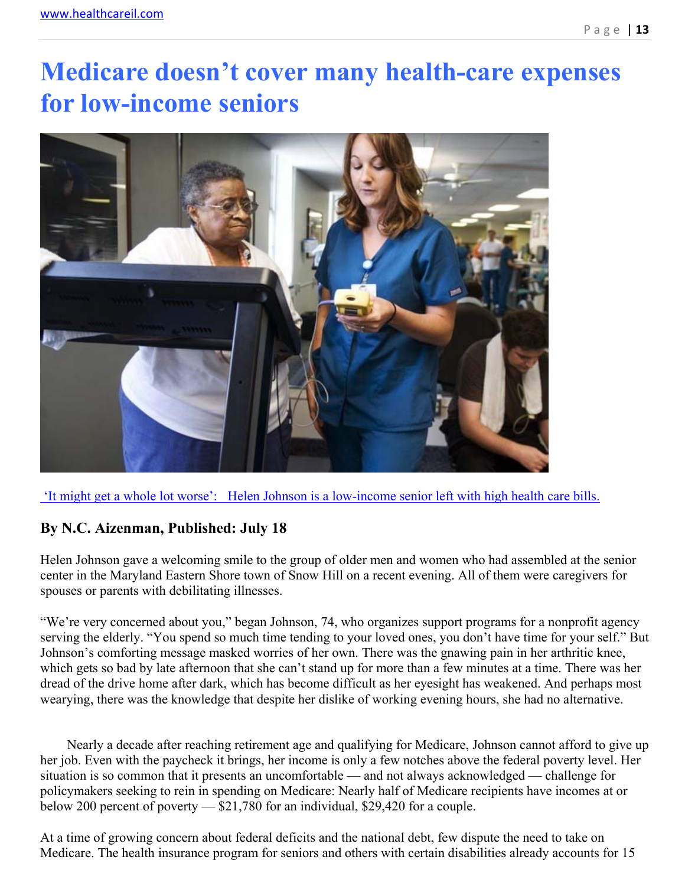# Medicare doesn't cover many health-care expenses for low-income seniors

'It might get a whole lot worse': Helen Johnson is a low-income senior left with high health care bills.

**By N.C. Aizenman, Published: July 18**

Helen Johnson gave a welcoming smile to the group of older men and women who had assembled at the senior center in the Maryland Eastern Shore town of Snow Hill on a recent evening. All of them were caregivers for spouses or parents with debilitating illnesses.

"We're very concerned about you," began Johnson, 74, who organizes support programs for a nonprofit agency serving the elderly. "You spend so much time tending to your loved ones, you don't have time for your self." But Johnson's comforting message masked worries of her own. There was the gnawing pain in her arthritic knee, which gets so bad by late afternoon that she can't stand up for more than a few minutes at a time. There was her dread of the drive home after dark, which has become difficult as her eyesight has weakened. And perhaps most wearying, there was the knowledge that despite her dislike of working evening hours, she had no alternative.

Nearly a decade after reaching retirement age and qualifying for Medicare, Johnson cannot afford to give up her job. Even with the paycheck it brings, her income is only a few notches above the federal poverty level. Her situation is so common that it presents an uncomfortable — and not always acknowledged — challenge for policymakers seeking to rein in spending on Medicare: Nearly half of Medicare recipients have incomes at or below 200 percent of poverty — $21,780 for an individual, $29,420 for a couple.

At a time of growing concern about federal deficits and the national debt, few dispute the need to take on Medicare. The health insurance program for seniors and others with certain disabilities already accounts for 15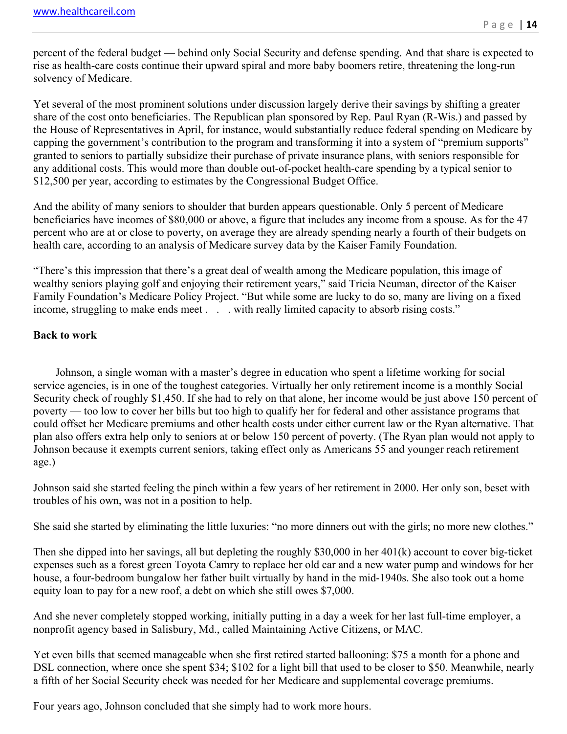percent of the federal budget — behind only Social Security and defense spending. And that share is expected to rise as health-care costs continue their upward spiral and more baby boomers retire, threatening the long-run solvency of Medicare.

Yet several of the most prominent solutions under discussion largely derive their savings by shifting a greater share of the cost onto beneficiaries. The Republican plan sponsored by Rep. Paul Ryan (R-Wis.) and passed by the House of Representatives in April, for instance, would substantially reduce federal spending on Medicare by capping the government's contribution to the program and transforming it into a system of "premium supports" granted to seniors to partially subsidize their purchase of private insurance plans, with seniors responsible for any additional costs. This would more than double out-of-pocket health-care spending by a typical senior to $12,500 per year, according to estimates by the Congressional Budget Office.

And the ability of many seniors to shoulder that burden appears questionable. Only 5 percent of Medicare beneficiaries have incomes of $80,000 or above, a figure that includes any income from a spouse. As for the 47 percent who are at or close to poverty, on average they are already spending nearly a fourth of their budgets on health care, according to an analysis of Medicare survey data by the Kaiser Family Foundation.

"There's this impression that there's a great deal of wealth among the Medicare population, this image of wealthy seniors playing golf and enjoying their retirement years," said Tricia Neuman, director of the Kaiser Family Foundation's Medicare Policy Project. "But while some are lucky to do so, many are living on a fixed income, struggling to make ends meet . . . with really limited capacity to absorb rising costs."

**Back to work**

Johnson, a single woman with a master's degree in education who spent a lifetime working for social service agencies, is in one of the toughest categories. Virtually her only retirement income is a monthly Social Security check of roughly $1,450. If she had to rely on that alone, her income would be just above 150 percent of poverty — too low to cover her bills but too high to qualify her for federal and other assistance programs that could offset her Medicare premiums and other health costs under either current law or the Ryan alternative. That plan also offers extra help only to seniors at or below 150 percent of poverty. (The Ryan plan would not apply to Johnson because it exempts current seniors, taking effect only as Americans 55 and younger reach retirement age.)

Johnson said she started feeling the pinch within a few years of her retirement in 2000. Her only son, beset with troubles of his own, was not in a position to help.

She said she started by eliminating the little luxuries: "no more dinners out with the girls; no more new clothes."

Then she dipped into her savings, all but depleting the roughly $30,000 in her 401(k) account to cover big-ticket expenses such as a forest green Toyota Camry to replace her old car and a new water pump and windows for her house, a four-bedroom bungalow her father built virtually by hand in the mid-1940s. She also took out a home equity loan to pay for a new roof, a debt on which she still owes $7,000.

And she never completely stopped working, initially putting in a day a week for her last full-time employer, a nonprofit agency based in Salisbury, Md., called Maintaining Active Citizens, or MAC.

Yet even bills that seemed manageable when she first retired started ballooning: $75 a month for a phone and DSL connection, where once she spent $34; $102 for a light bill that used to be closer to $50. Meanwhile, nearly a fifth of her Social Security check was needed for her Medicare and supplemental coverage premiums.

Four years ago, Johnson concluded that she simply had to work more hours.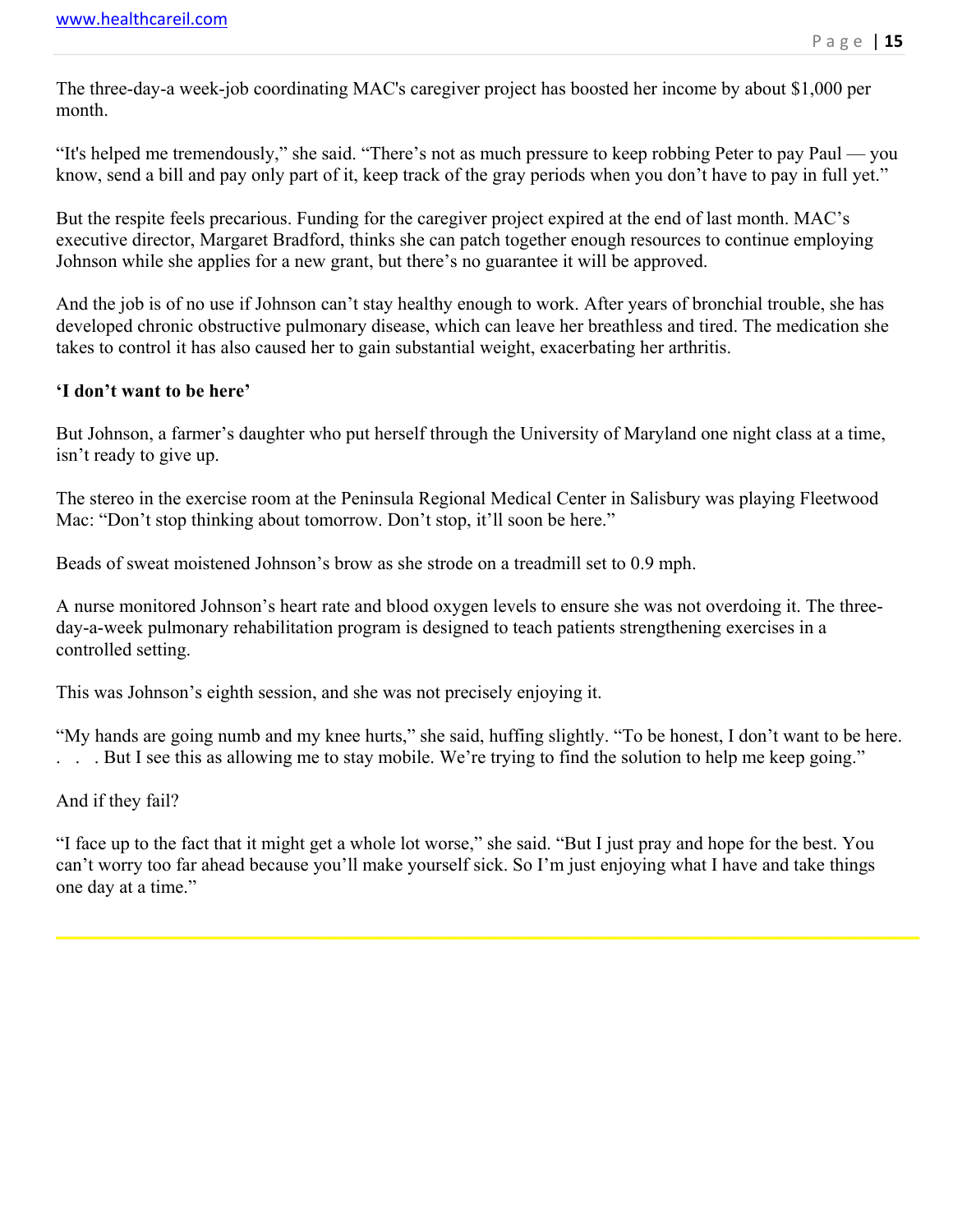The three-day-a week-job coordinating MAC's caregiver project has boosted her income by about $1,000 per month.

“It's helped me tremendously,” she said. “There’s not as much pressure to keep robbing Peter to pay Paul — you know, send a bill and pay only part of it, keep track of the gray periods when you don’t have to pay in full yet.”

But the respite feels precarious. Funding for the caregiver project expired at the end of last month. MAC’s executive director, Margaret Bradford, thinks she can patch together enough resources to continue employing Johnson while she applies for a new grant, but there’s no guarantee it will be approved.

And the job is of no use if Johnson can’t stay healthy enough to work. After years of bronchial trouble, she has developed chronic obstructive pulmonary disease, which can leave her breathless and tired. The medication she takes to control it has also caused her to gain substantial weight, exacerbating her arthritis.

**‘I don’t want to be here’**

But Johnson, a farmer’s daughter who put herself through the University of Maryland one night class at a time, isn’t ready to give up.

The stereo in the exercise room at the Peninsula Regional Medical Center in Salisbury was playing Fleetwood Mac: “Don’t stop thinking about tomorrow. Don’t stop, it’ll soon be here.”

Beads of sweat moistened Johnson’s brow as she strode on a treadmill set to 0.9 mph.

A nurse monitored Johnson’s heart rate and blood oxygen levels to ensure she was not overdoing it. The three-day-a-week pulmonary rehabilitation program is designed to teach patients strengthening exercises in a controlled setting.

This was Johnson’s eighth session, and she was not precisely enjoying it.

“My hands are going numb and my knee hurts,” she said, huffing slightly. “To be honest, I don’t want to be here. . . . But I see this as allowing me to stay mobile. We’re trying to find the solution to help me keep going.”

And if they fail?

“I face up to the fact that it might get a whole lot worse,” she said. “But I just pray and hope for the best. You can’t worry too far ahead because you’ll make yourself sick. So I’m just enjoying what I have and take things one day at a time.”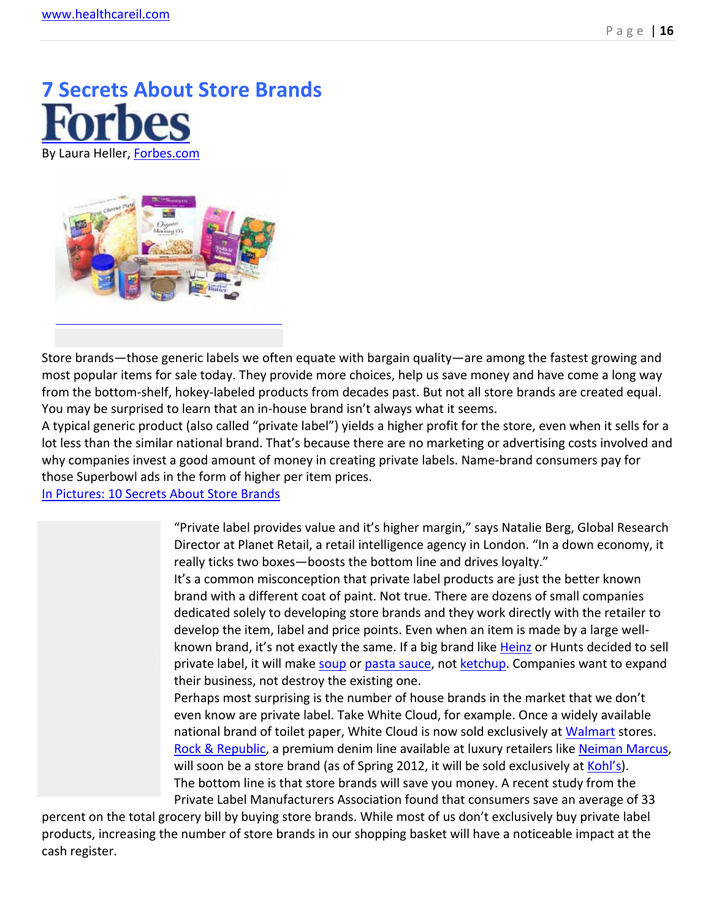# 7 Secrets About Store Brands

Forbes

By Laura Heller, Forbes.com

Store brands—those generic labels we often equate with bargain quality—are among the fastest growing and most popular items for sale today. They provide more choices, help us save money and have come a long way from the bottom-shelf, hokey-labeled products from decades past. But not all store brands are created equal. You may be surprised to learn that an in-house brand isn't always what it seems.

A typical generic product (also called "private label") yields a higher profit for the store, even when it sells for a lot less than the similar national brand. That's because there are no marketing or advertising costs involved and why companies invest a good amount of money in creating private labels. Name-brand consumers pay for those Superbowl ads in the form of higher per item prices.

In Pictures: 10 Secrets About Store Brands

"Private label provides value and it's higher margin," says Natalie Berg, Global Research Director at Planet Retail, a retail intelligence agency in London. "In a down economy, it really ticks two boxes—boosts the bottom line and drives loyalty."

It's a common misconception that private label products are just the better known brand with a different coat of paint. Not true. There are dozens of small companies dedicated solely to developing store brands and they work directly with the retailer to develop the item, label and price points. Even when an item is made by a large well-known brand, it's not exactly the same. If a big brand like Heinz or Hunts decided to sell private label, it will make soup or pasta sauce, not ketchup. Companies want to expand their business, not destroy the existing one.

Perhaps most surprising is the number of house brands in the market that we don't even know are private label. Take White Cloud, for example. Once a widely available national brand of toilet paper, White Cloud is now sold exclusively at Walmart stores. Rock & Republic, a premium denim line available at luxury retailers like Neiman Marcus, will soon be a store brand (as of Spring 2012, it will be sold exclusively at Kohl's).

The bottom line is that store brands will save you money. A recent study from the Private Label Manufacturers Association found that consumers save an average of 33 percent on the total grocery bill by buying store brands. While most of us don't exclusively buy private label products, increasing the number of store brands in our shopping basket will have a noticeable impact at the cash register.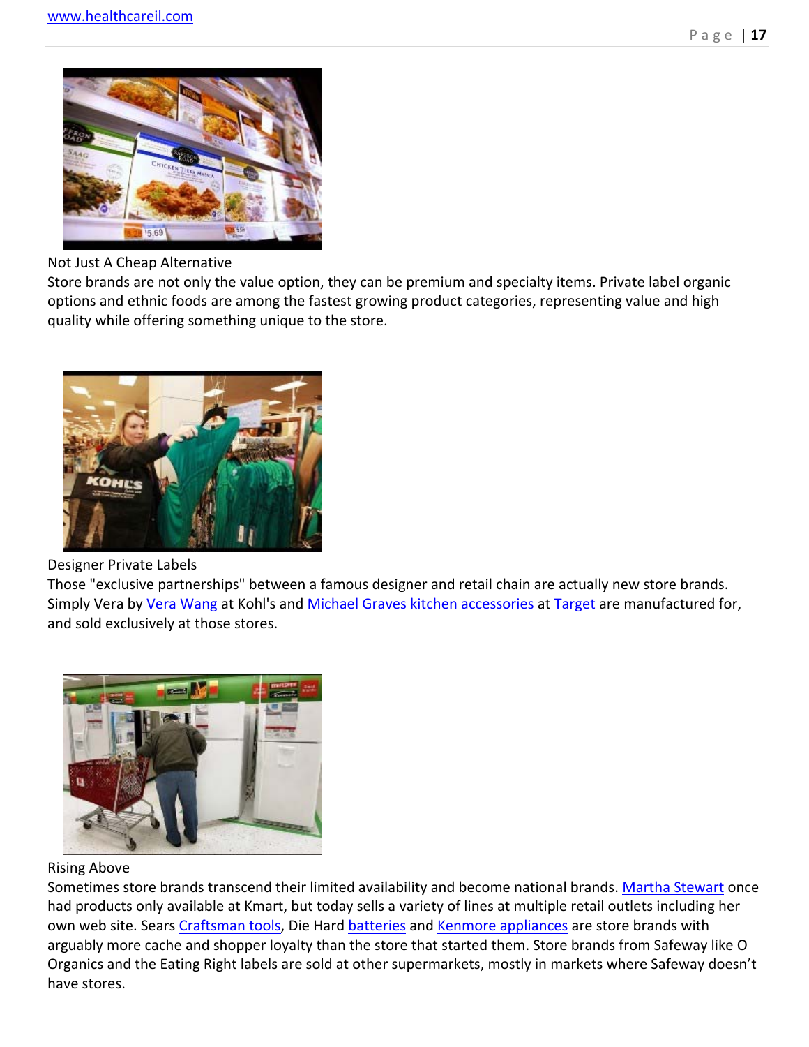Not Just A Cheap Alternative

Store brands are not only the value option, they can be premium and specialty items. Private label organic options and ethnic foods are among the fastest growing product categories, representing value and high quality while offering something unique to the store.

Designer Private Labels

Those "exclusive partnerships" between a famous designer and retail chain are actually new store brands. Simply Vera by Vera Wang at Kohl's and Michael Graves kitchen accessories at Target are manufactured for, and sold exclusively at those stores.

Rising Above

Sometimes store brands transcend their limited availability and become national brands. Martha Stewart once had products only available at Kmart, but today sells a variety of lines at multiple retail outlets including her own web site. Sears Craftsman tools, Die Hard batteries and Kenmore appliances are store brands with arguably more cache and shopper loyalty than the store that started them. Store brands from Safeway like O Organics and the Eating Right labels are sold at other supermarkets, mostly in markets where Safeway doesn't have stores.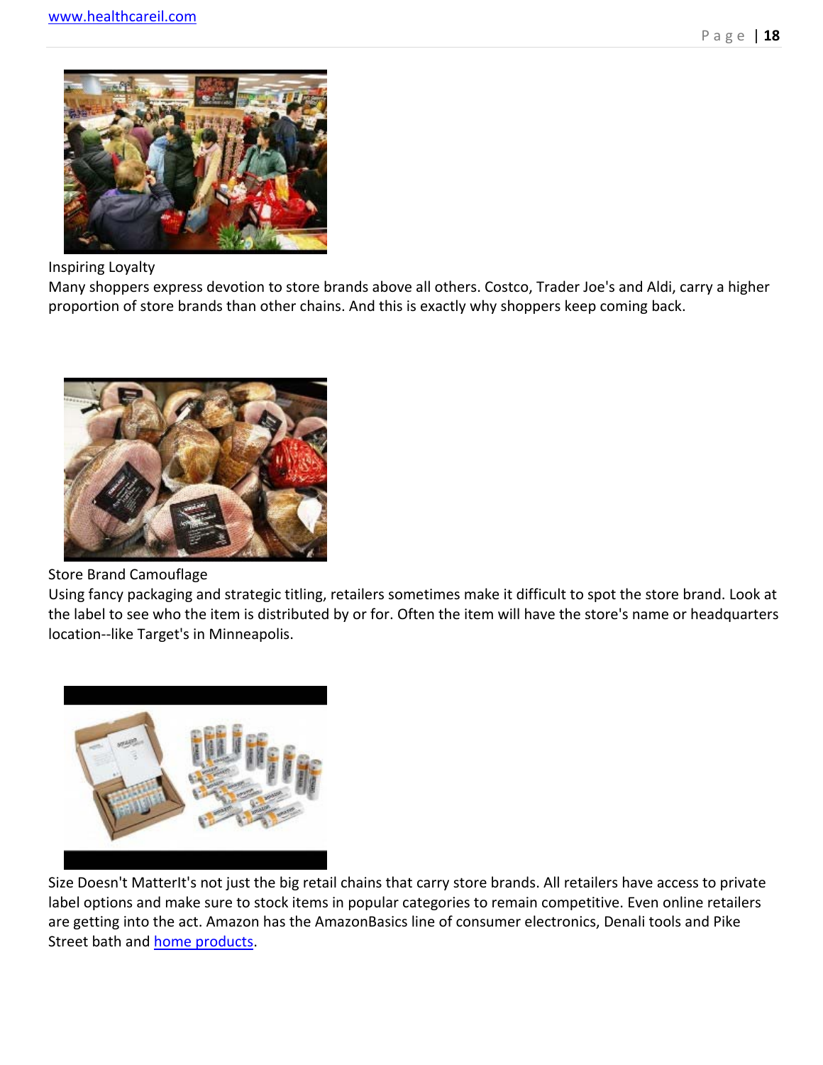Inspiring Loyalty
Many shoppers express devotion to store brands above all others. Costco, Trader Joe's and Aldi, carry a higher proportion of store brands than other chains. And this is exactly why shoppers keep coming back.

Store Brand Camouflage
Using fancy packaging and strategic titling, retailers sometimes make it difficult to spot the store brand. Look at the label to see who the item is distributed by or for. Often the item will have the store's name or headquarters location--like Target's in Minneapolis.

Size Doesn't MatterIt's not just the big retail chains that carry store brands. All retailers have access to private label options and make sure to stock items in popular categories to remain competitive. Even online retailers are getting into the act. Amazon has the AmazonBasics line of consumer electronics, Denali tools and Pike Street bath and home products.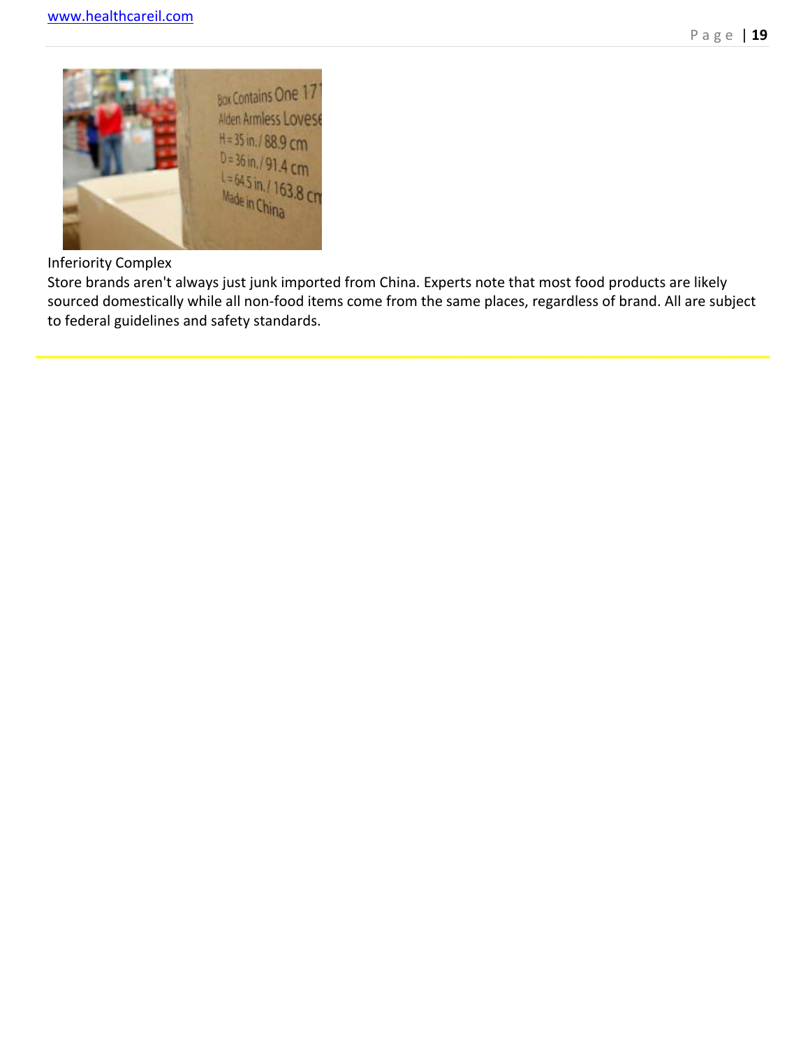Inferiority Complex

Store brands aren't always just junk imported from China. Experts note that most food products are likely sourced domestically while all non-food items come from the same places, regardless of brand. All are subject to federal guidelines and safety standards.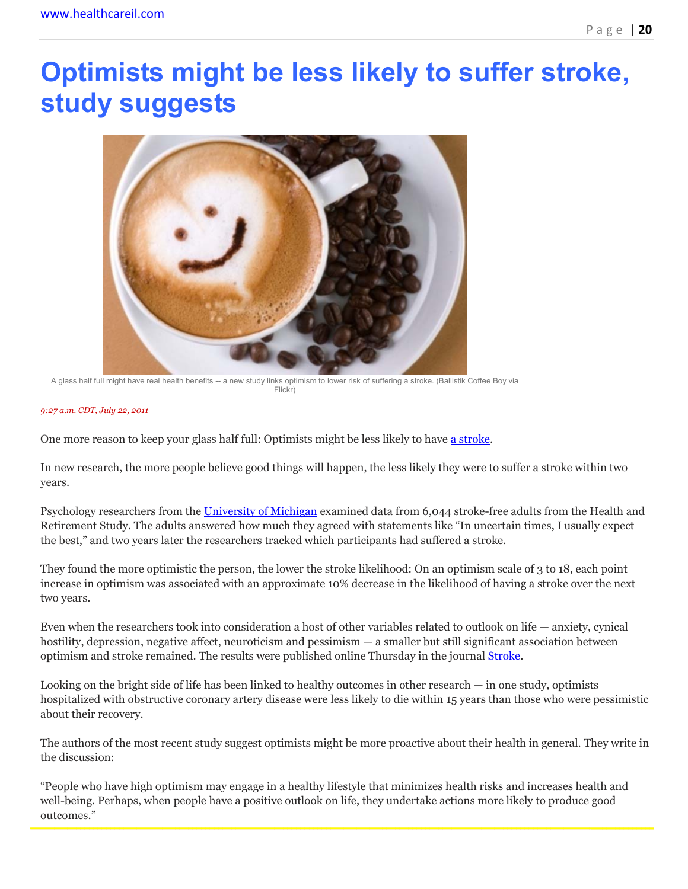# Optimists might be less likely to suffer stroke, study suggests

A glass half full might have real health benefits -- a new study links optimism to lower risk of suffering a stroke. (Ballistik Coffee Boy via Flickr)

*9:27 a.m. CDT, July 22, 2011*

One more reason to keep your glass half full: Optimists might be less likely to have a stroke.

In new research, the more people believe good things will happen, the less likely they were to suffer a stroke within two years.

Psychology researchers from the University of Michigan examined data from 6,044 stroke-free adults from the Health and Retirement Study. The adults answered how much they agreed with statements like "In uncertain times, I usually expect the best," and two years later the researchers tracked which participants had suffered a stroke.

They found the more optimistic the person, the lower the stroke likelihood: On an optimism scale of 3 to 18, each point increase in optimism was associated with an approximate 10% decrease in the likelihood of having a stroke over the next two years.

Even when the researchers took into consideration a host of other variables related to outlook on life — anxiety, cynical hostility, depression, negative affect, neuroticism and pessimism — a smaller but still significant association between optimism and stroke remained. The results were published online Thursday in the journal Stroke.

Looking on the bright side of life has been linked to healthy outcomes in other research — in one study, optimists hospitalized with obstructive coronary artery disease were less likely to die within 15 years than those who were pessimistic about their recovery.

The authors of the most recent study suggest optimists might be more proactive about their health in general. They write in the discussion:

"People who have high optimism may engage in a healthy lifestyle that minimizes health risks and increases health and well-being. Perhaps, when people have a positive outlook on life, they undertake actions more likely to produce good outcomes."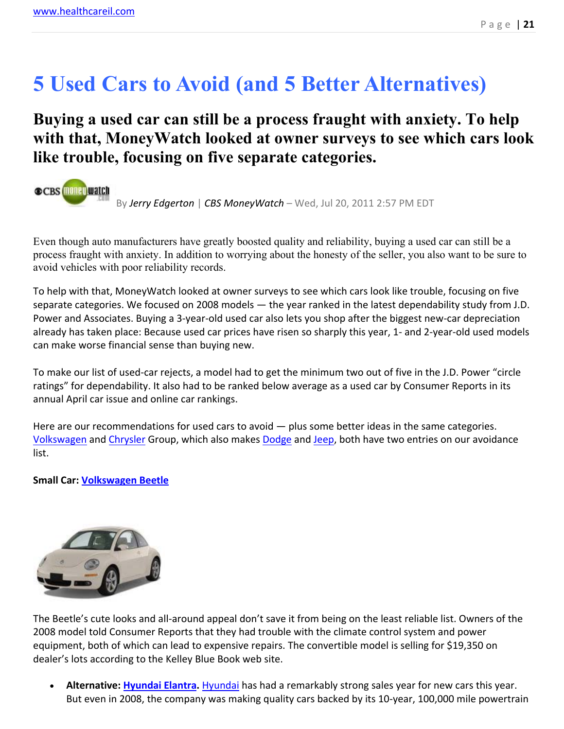# 5 Used Cars to Avoid (and 5 Better Alternatives)

## Buying a used car can still be a process fraught with anxiety. To help with that, MoneyWatch looked at owner surveys to see which cars look like trouble, focusing on five separate categories.

By *Jerry Edgerton* | *CBS MoneyWatch* – Wed, Jul 20, 2011 2:57 PM EDT

Even though auto manufacturers have greatly boosted quality and reliability, buying a used car can still be a process fraught with anxiety. In addition to worrying about the honesty of the seller, you also want to be sure to avoid vehicles with poor reliability records.

To help with that, MoneyWatch looked at owner surveys to see which cars look like trouble, focusing on five separate categories. We focused on 2008 models — the year ranked in the latest dependability study from J.D. Power and Associates. Buying a 3-year-old used car also lets you shop after the biggest new-car depreciation already has taken place: Because used car prices have risen so sharply this year, 1- and 2-year-old used models can make worse financial sense than buying new.

To make our list of used-car rejects, a model had to get the minimum two out of five in the J.D. Power "circle ratings" for dependability. It also had to be ranked below average as a used car by Consumer Reports in its annual April car issue and online car rankings.

Here are our recommendations for used cars to avoid — plus some better ideas in the same categories. Volkswagen and Chrysler Group, which also makes Dodge and Jeep, both have two entries on our avoidance list.

**Small Car: Volkswagen Beetle**

The Beetle's cute looks and all-around appeal don't save it from being on the least reliable list. Owners of the 2008 model told Consumer Reports that they had trouble with the climate control system and power equipment, both of which can lead to expensive repairs. The convertible model is selling for $19,350 on dealer's lots according to the Kelley Blue Book web site.

- **Alternative: Hyundai Elantra.** Hyundai has had a remarkably strong sales year for new cars this year. But even in 2008, the company was making quality cars backed by its 10-year, 100,000 mile powertrain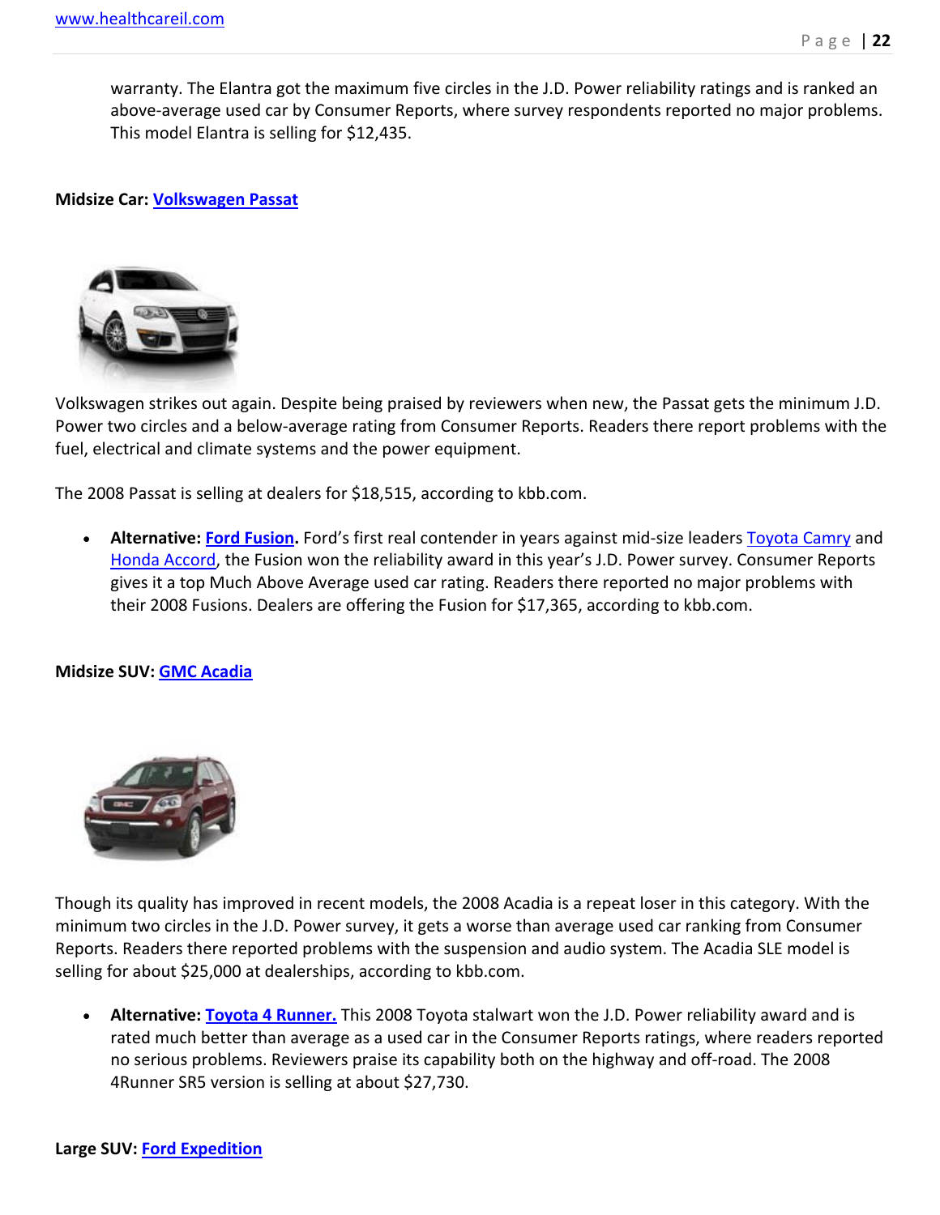warranty. The Elantra got the maximum five circles in the J.D. Power reliability ratings and is ranked an above-average used car by Consumer Reports, where survey respondents reported no major problems. This model Elantra is selling for $12,435.

**Midsize Car: Volkswagen Passat**

Volkswagen strikes out again. Despite being praised by reviewers when new, the Passat gets the minimum J.D. Power two circles and a below-average rating from Consumer Reports. Readers there report problems with the fuel, electrical and climate systems and the power equipment.

The 2008 Passat is selling at dealers for $18,515, according to kbb.com.

- **Alternative: Ford Fusion.** Ford's first real contender in years against mid-size leaders Toyota Camry and Honda Accord, the Fusion won the reliability award in this year's J.D. Power survey. Consumer Reports gives it a top Much Above Average used car rating. Readers there reported no major problems with their 2008 Fusions. Dealers are offering the Fusion for $17,365, according to kbb.com.

**Midsize SUV: GMC Acadia**

Though its quality has improved in recent models, the 2008 Acadia is a repeat loser in this category. With the minimum two circles in the J.D. Power survey, it gets a worse than average used car ranking from Consumer Reports. Readers there reported problems with the suspension and audio system. The Acadia SLE model is selling for about $25,000 at dealerships, according to kbb.com.

- **Alternative: Toyota 4 Runner.** This 2008 Toyota stalwart won the J.D. Power reliability award and is rated much better than average as a used car in the Consumer Reports ratings, where readers reported no serious problems. Reviewers praise its capability both on the highway and off-road. The 2008 4Runner SR5 version is selling at about $27,730.

**Large SUV: Ford Expedition**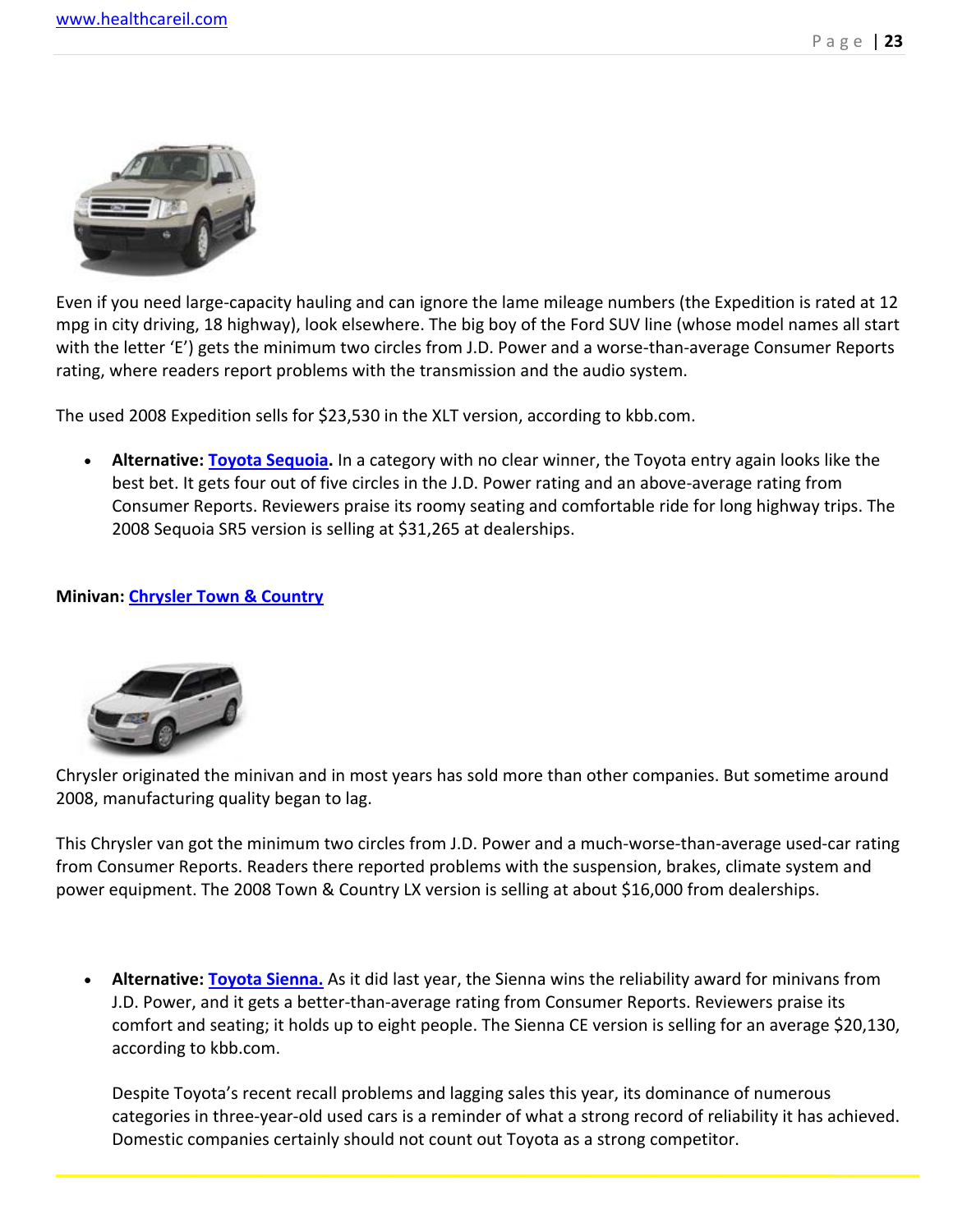Even if you need large-capacity hauling and can ignore the lame mileage numbers (the Expedition is rated at 12 mpg in city driving, 18 highway), look elsewhere. The big boy of the Ford SUV line (whose model names all start with the letter 'E') gets the minimum two circles from J.D. Power and a worse-than-average Consumer Reports rating, where readers report problems with the transmission and the audio system.

The used 2008 Expedition sells for $23,530 in the XLT version, according to kbb.com.

- **Alternative: Toyota Sequoia.** In a category with no clear winner, the Toyota entry again looks like the best bet. It gets four out of five circles in the J.D. Power rating and an above-average rating from Consumer Reports. Reviewers praise its roomy seating and comfortable ride for long highway trips. The 2008 Sequoia SR5 version is selling at $31,265 at dealerships.

**Minivan: Chrysler Town & Country**

Chrysler originated the minivan and in most years has sold more than other companies. But sometime around 2008, manufacturing quality began to lag.

This Chrysler van got the minimum two circles from J.D. Power and a much-worse-than-average used-car rating from Consumer Reports. Readers there reported problems with the suspension, brakes, climate system and power equipment. The 2008 Town & Country LX version is selling at about $16,000 from dealerships.

- **Alternative: Toyota Sienna.** As it did last year, the Sienna wins the reliability award for minivans from J.D. Power, and it gets a better-than-average rating from Consumer Reports. Reviewers praise its comfort and seating; it holds up to eight people. The Sienna CE version is selling for an average $20,130, according to kbb.com.

  Despite Toyota's recent recall problems and lagging sales this year, its dominance of numerous categories in three-year-old used cars is a reminder of what a strong record of reliability it has achieved. Domestic companies certainly should not count out Toyota as a strong competitor.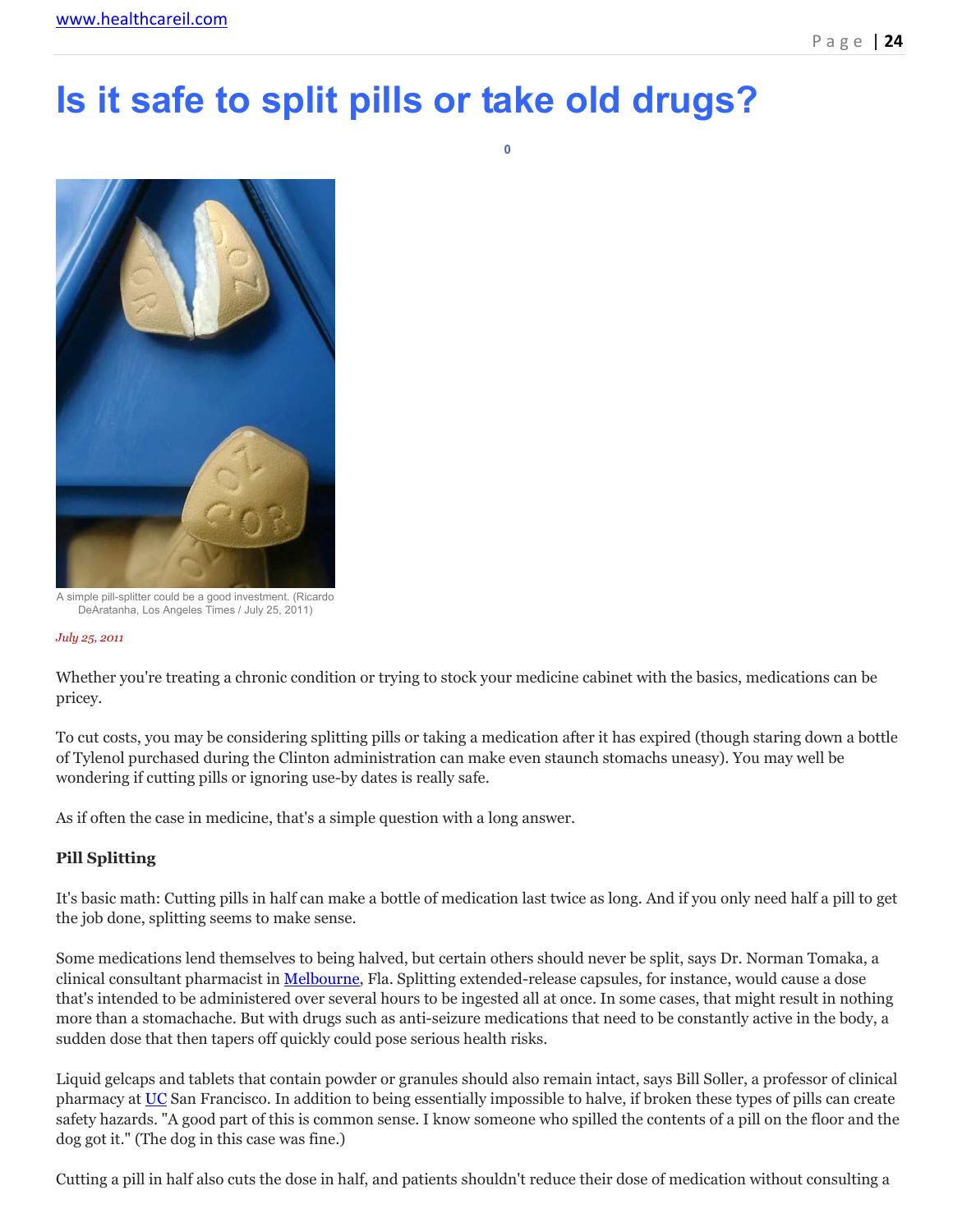# Is it safe to split pills or take old drugs?

0

A simple pill-splitter could be a good investment. (Ricardo DeAratanha, Los Angeles Times / July 25, 2011)

*July 25, 2011*

Whether you're treating a chronic condition or trying to stock your medicine cabinet with the basics, medications can be pricey.

To cut costs, you may be considering splitting pills or taking a medication after it has expired (though staring down a bottle of Tylenol purchased during the Clinton administration can make even staunch stomachs uneasy). You may well be wondering if cutting pills or ignoring use-by dates is really safe.

As if often the case in medicine, that's a simple question with a long answer.

**Pill Splitting**

It's basic math: Cutting pills in half can make a bottle of medication last twice as long. And if you only need half a pill to get the job done, splitting seems to make sense.

Some medications lend themselves to being halved, but certain others should never be split, says Dr. Norman Tomaka, a clinical consultant pharmacist in Melbourne, Fla. Splitting extended-release capsules, for instance, would cause a dose that's intended to be administered over several hours to be ingested all at once. In some cases, that might result in nothing more than a stomachache. But with drugs such as anti-seizure medications that need to be constantly active in the body, a sudden dose that then tapers off quickly could pose serious health risks.

Liquid gelcaps and tablets that contain powder or granules should also remain intact, says Bill Soller, a professor of clinical pharmacy at UC San Francisco. In addition to being essentially impossible to halve, if broken these types of pills can create safety hazards. "A good part of this is common sense. I know someone who spilled the contents of a pill on the floor and the dog got it." (The dog in this case was fine.)

Cutting a pill in half also cuts the dose in half, and patients shouldn't reduce their dose of medication without consulting a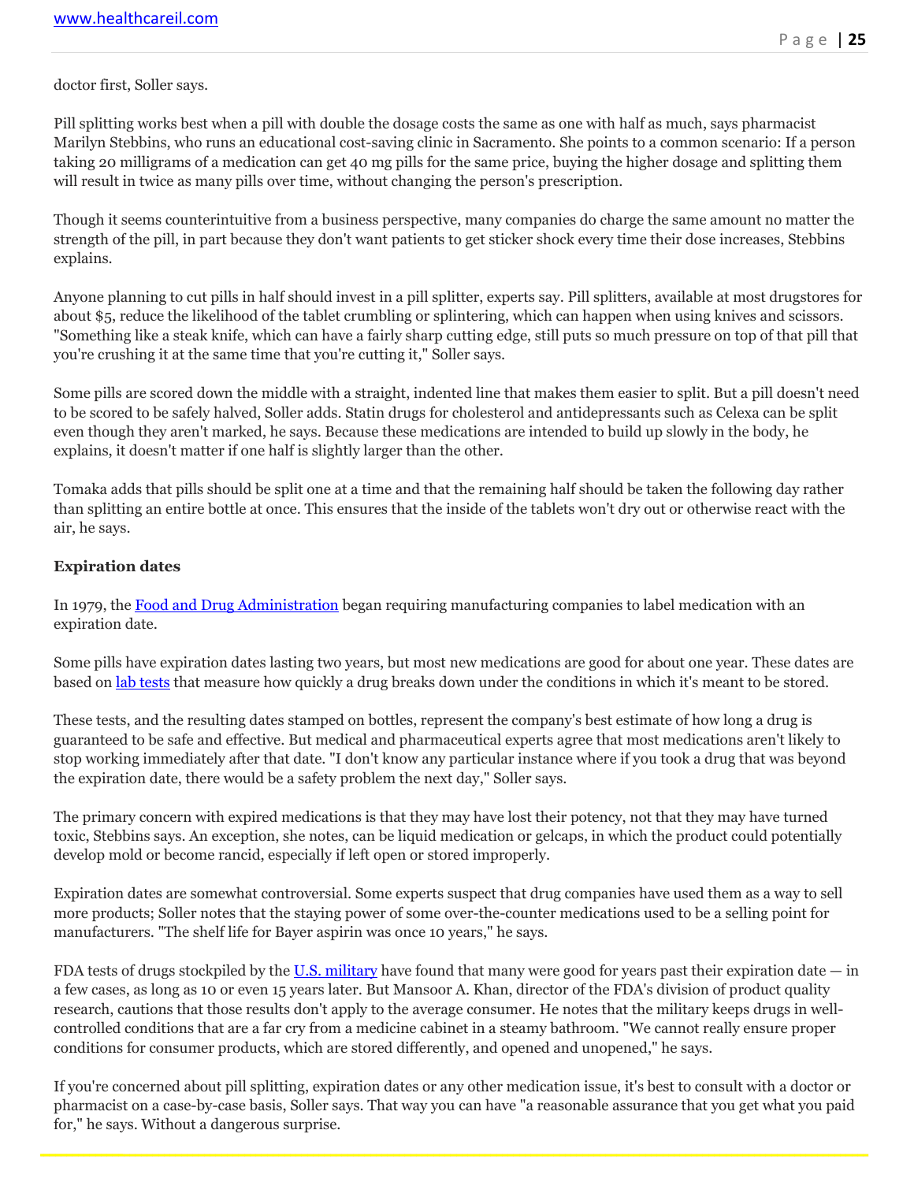doctor first, Soller says.

Pill splitting works best when a pill with double the dosage costs the same as one with half as much, says pharmacist Marilyn Stebbins, who runs an educational cost-saving clinic in Sacramento. She points to a common scenario: If a person taking 20 milligrams of a medication can get 40 mg pills for the same price, buying the higher dosage and splitting them will result in twice as many pills over time, without changing the person's prescription.

Though it seems counterintuitive from a business perspective, many companies do charge the same amount no matter the strength of the pill, in part because they don't want patients to get sticker shock every time their dose increases, Stebbins explains.

Anyone planning to cut pills in half should invest in a pill splitter, experts say. Pill splitters, available at most drugstores for about $5, reduce the likelihood of the tablet crumbling or splintering, which can happen when using knives and scissors. "Something like a steak knife, which can have a fairly sharp cutting edge, still puts so much pressure on top of that pill that you're crushing it at the same time that you're cutting it," Soller says.

Some pills are scored down the middle with a straight, indented line that makes them easier to split. But a pill doesn't need to be scored to be safely halved, Soller adds. Statin drugs for cholesterol and antidepressants such as Celexa can be split even though they aren't marked, he says. Because these medications are intended to build up slowly in the body, he explains, it doesn't matter if one half is slightly larger than the other.

Tomaka adds that pills should be split one at a time and that the remaining half should be taken the following day rather than splitting an entire bottle at once. This ensures that the inside of the tablets won't dry out or otherwise react with the air, he says.

**Expiration dates**

In 1979, the Food and Drug Administration began requiring manufacturing companies to label medication with an expiration date.

Some pills have expiration dates lasting two years, but most new medications are good for about one year. These dates are based on lab tests that measure how quickly a drug breaks down under the conditions in which it's meant to be stored.

These tests, and the resulting dates stamped on bottles, represent the company's best estimate of how long a drug is guaranteed to be safe and effective. But medical and pharmaceutical experts agree that most medications aren't likely to stop working immediately after that date. "I don't know any particular instance where if you took a drug that was beyond the expiration date, there would be a safety problem the next day," Soller says.

The primary concern with expired medications is that they may have lost their potency, not that they may have turned toxic, Stebbins says. An exception, she notes, can be liquid medication or gelcaps, in which the product could potentially develop mold or become rancid, especially if left open or stored improperly.

Expiration dates are somewhat controversial. Some experts suspect that drug companies have used them as a way to sell more products; Soller notes that the staying power of some over-the-counter medications used to be a selling point for manufacturers. "The shelf life for Bayer aspirin was once 10 years," he says.

FDA tests of drugs stockpiled by the U.S. military have found that many were good for years past their expiration date — in a few cases, as long as 10 or even 15 years later. But Mansoor A. Khan, director of the FDA's division of product quality research, cautions that those results don't apply to the average consumer. He notes that the military keeps drugs in well-controlled conditions that are a far cry from a medicine cabinet in a steamy bathroom. "We cannot really ensure proper conditions for consumer products, which are stored differently, and opened and unopened," he says.

If you're concerned about pill splitting, expiration dates or any other medication issue, it's best to consult with a doctor or pharmacist on a case-by-case basis, Soller says. That way you can have "a reasonable assurance that you get what you paid for," he says. Without a dangerous surprise.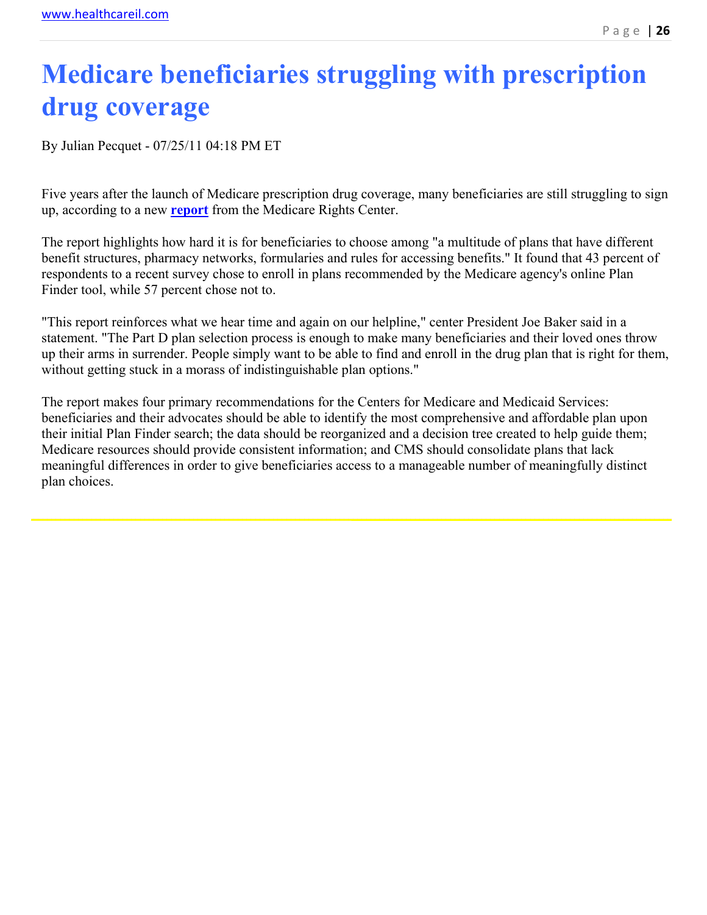# Medicare beneficiaries struggling with prescription drug coverage

By Julian Pecquet - 07/25/11 04:18 PM ET

Five years after the launch of Medicare prescription drug coverage, many beneficiaries are still struggling to sign up, according to a new **report** from the Medicare Rights Center.

The report highlights how hard it is for beneficiaries to choose among "a multitude of plans that have different benefit structures, pharmacy networks, formularies and rules for accessing benefits." It found that 43 percent of respondents to a recent survey chose to enroll in plans recommended by the Medicare agency's online Plan Finder tool, while 57 percent chose not to.

"This report reinforces what we hear time and again on our helpline," center President Joe Baker said in a statement. "The Part D plan selection process is enough to make many beneficiaries and their loved ones throw up their arms in surrender. People simply want to be able to find and enroll in the drug plan that is right for them, without getting stuck in a morass of indistinguishable plan options."

The report makes four primary recommendations for the Centers for Medicare and Medicaid Services: beneficiaries and their advocates should be able to identify the most comprehensive and affordable plan upon their initial Plan Finder search; the data should be reorganized and a decision tree created to help guide them; Medicare resources should provide consistent information; and CMS should consolidate plans that lack meaningful differences in order to give beneficiaries access to a manageable number of meaningfully distinct plan choices.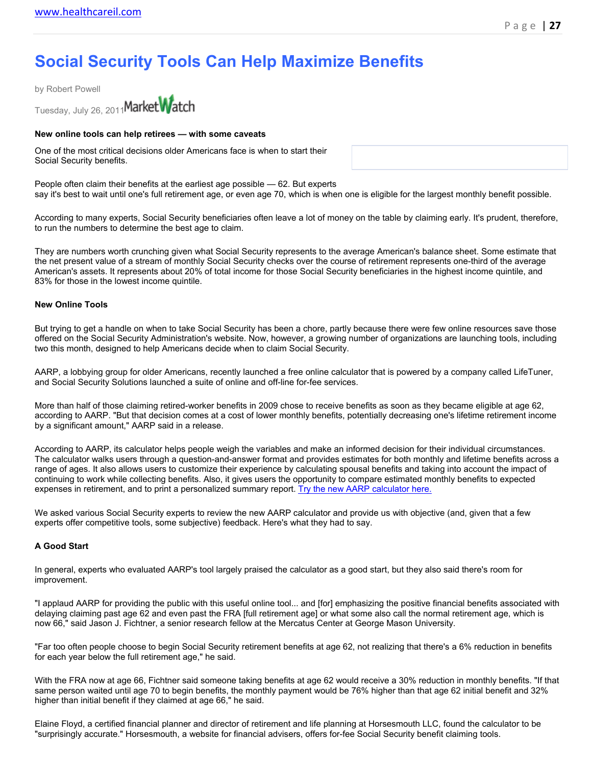# Social Security Tools Can Help Maximize Benefits

by Robert Powell

Tuesday, July 26, 2011 MarketWatch

**New online tools can help retirees — with some caveats**

One of the most critical decisions older Americans face is when to start their Social Security benefits.

People often claim their benefits at the earliest age possible — 62. But experts say it's best to wait until one's full retirement age, or even age 70, which is when one is eligible for the largest monthly benefit possible.

According to many experts, Social Security beneficiaries often leave a lot of money on the table by claiming early. It's prudent, therefore, to run the numbers to determine the best age to claim.

They are numbers worth crunching given what Social Security represents to the average American's balance sheet. Some estimate that the net present value of a stream of monthly Social Security checks over the course of retirement represents one-third of the average American's assets. It represents about 20% of total income for those Social Security beneficiaries in the highest income quintile, and 83% for those in the lowest income quintile.

**New Online Tools**

But trying to get a handle on when to take Social Security has been a chore, partly because there were few online resources save those offered on the Social Security Administration's website. Now, however, a growing number of organizations are launching tools, including two this month, designed to help Americans decide when to claim Social Security.

AARP, a lobbying group for older Americans, recently launched a free online calculator that is powered by a company called LifeTuner, and Social Security Solutions launched a suite of online and off-line for-fee services.

More than half of those claiming retired-worker benefits in 2009 chose to receive benefits as soon as they became eligible at age 62, according to AARP. "But that decision comes at a cost of lower monthly benefits, potentially decreasing one's lifetime retirement income by a significant amount," AARP said in a release.

According to AARP, its calculator helps people weigh the variables and make an informed decision for their individual circumstances. The calculator walks users through a question-and-answer format and provides estimates for both monthly and lifetime benefits across a range of ages. It also allows users to customize their experience by calculating spousal benefits and taking into account the impact of continuing to work while collecting benefits. Also, it gives users the opportunity to compare estimated monthly benefits to expected expenses in retirement, and to print a personalized summary report. Try the new AARP calculator here.

We asked various Social Security experts to review the new AARP calculator and provide us with objective (and, given that a few experts offer competitive tools, some subjective) feedback. Here's what they had to say.

**A Good Start**

In general, experts who evaluated AARP's tool largely praised the calculator as a good start, but they also said there's room for improvement.

"I applaud AARP for providing the public with this useful online tool... and [for] emphasizing the positive financial benefits associated with delaying claiming past age 62 and even past the FRA [full retirement age] or what some also call the normal retirement age, which is now 66," said Jason J. Fichtner, a senior research fellow at the Mercatus Center at George Mason University.

"Far too often people choose to begin Social Security retirement benefits at age 62, not realizing that there's a 6% reduction in benefits for each year below the full retirement age," he said.

With the FRA now at age 66, Fichtner said someone taking benefits at age 62 would receive a 30% reduction in monthly benefits. "If that same person waited until age 70 to begin benefits, the monthly payment would be 76% higher than that age 62 initial benefit and 32% higher than initial benefit if they claimed at age 66," he said.

Elaine Floyd, a certified financial planner and director of retirement and life planning at Horsesmouth LLC, found the calculator to be "surprisingly accurate." Horsesmouth, a website for financial advisers, offers for-fee Social Security benefit claiming tools.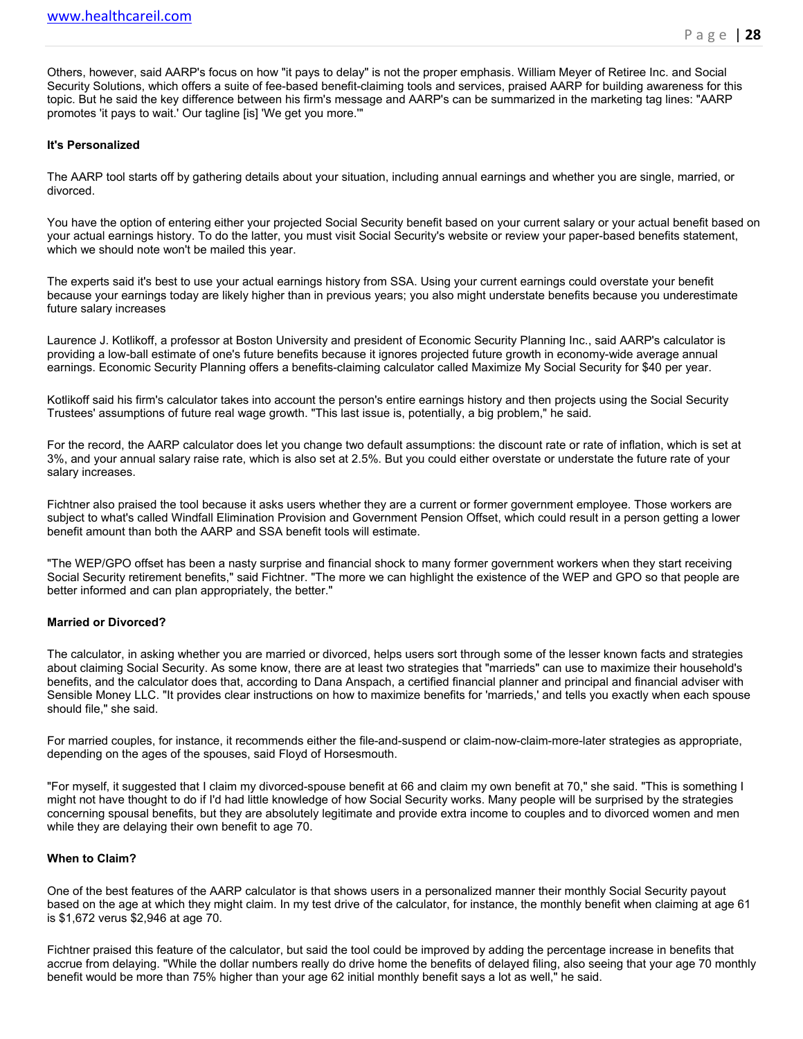Others, however, said AARP's focus on how "it pays to delay" is not the proper emphasis. William Meyer of Retiree Inc. and Social Security Solutions, which offers a suite of fee-based benefit-claiming tools and services, praised AARP for building awareness for this topic. But he said the key difference between his firm's message and AARP's can be summarized in the marketing tag lines: "AARP promotes 'it pays to wait.' Our tagline [is] 'We get you more.'"

**It's Personalized**

The AARP tool starts off by gathering details about your situation, including annual earnings and whether you are single, married, or divorced.

You have the option of entering either your projected Social Security benefit based on your current salary or your actual benefit based on your actual earnings history. To do the latter, you must visit Social Security's website or review your paper-based benefits statement, which we should note won't be mailed this year.

The experts said it's best to use your actual earnings history from SSA. Using your current earnings could overstate your benefit because your earnings today are likely higher than in previous years; you also might understate benefits because you underestimate future salary increases

Laurence J. Kotlikoff, a professor at Boston University and president of Economic Security Planning Inc., said AARP's calculator is providing a low-ball estimate of one's future benefits because it ignores projected future growth in economy-wide average annual earnings. Economic Security Planning offers a benefits-claiming calculator called Maximize My Social Security for $40 per year.

Kotlikoff said his firm's calculator takes into account the person's entire earnings history and then projects using the Social Security Trustees' assumptions of future real wage growth. "This last issue is, potentially, a big problem," he said.

For the record, the AARP calculator does let you change two default assumptions: the discount rate or rate of inflation, which is set at 3%, and your annual salary raise rate, which is also set at 2.5%. But you could either overstate or understate the future rate of your salary increases.

Fichtner also praised the tool because it asks users whether they are a current or former government employee. Those workers are subject to what's called Windfall Elimination Provision and Government Pension Offset, which could result in a person getting a lower benefit amount than both the AARP and SSA benefit tools will estimate.

"The WEP/GPO offset has been a nasty surprise and financial shock to many former government workers when they start receiving Social Security retirement benefits," said Fichtner. "The more we can highlight the existence of the WEP and GPO so that people are better informed and can plan appropriately, the better."

**Married or Divorced?**

The calculator, in asking whether you are married or divorced, helps users sort through some of the lesser known facts and strategies about claiming Social Security. As some know, there are at least two strategies that "marrieds" can use to maximize their household's benefits, and the calculator does that, according to Dana Anspach, a certified financial planner and principal and financial adviser with Sensible Money LLC. "It provides clear instructions on how to maximize benefits for 'marrieds,' and tells you exactly when each spouse should file," she said.

For married couples, for instance, it recommends either the file-and-suspend or claim-now-claim-more-later strategies as appropriate, depending on the ages of the spouses, said Floyd of Horsesmouth.

"For myself, it suggested that I claim my divorced-spouse benefit at 66 and claim my own benefit at 70," she said. "This is something I might not have thought to do if I'd had little knowledge of how Social Security works. Many people will be surprised by the strategies concerning spousal benefits, but they are absolutely legitimate and provide extra income to couples and to divorced women and men while they are delaying their own benefit to age 70.

**When to Claim?**

One of the best features of the AARP calculator is that shows users in a personalized manner their monthly Social Security payout based on the age at which they might claim. In my test drive of the calculator, for instance, the monthly benefit when claiming at age 61 is $1,672 verus $2,946 at age 70.

Fichtner praised this feature of the calculator, but said the tool could be improved by adding the percentage increase in benefits that accrue from delaying. "While the dollar numbers really do drive home the benefits of delayed filing, also seeing that your age 70 monthly benefit would be more than 75% higher than your age 62 initial monthly benefit says a lot as well," he said.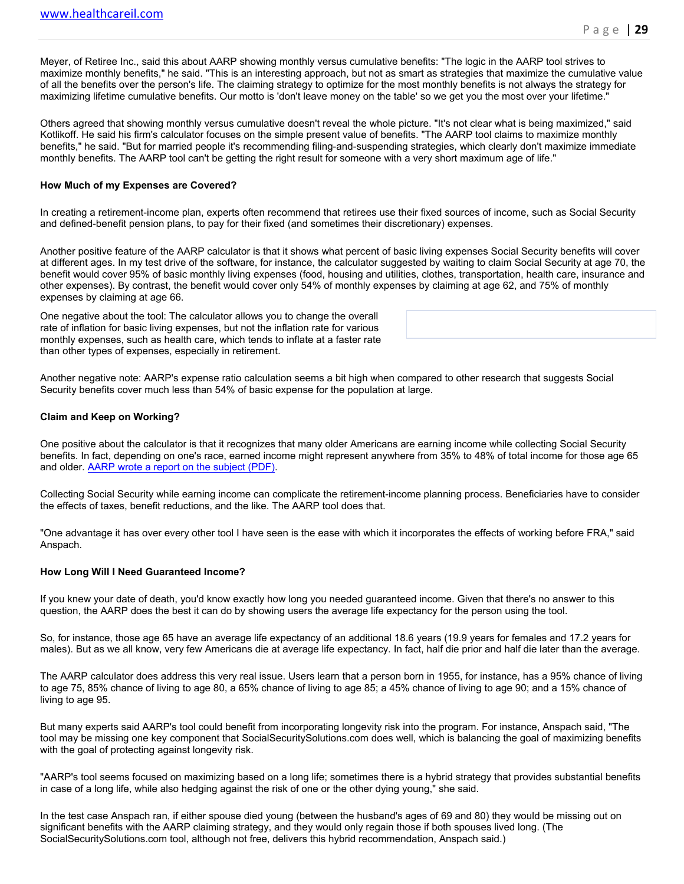Meyer, of Retiree Inc., said this about AARP showing monthly versus cumulative benefits: "The logic in the AARP tool strives to maximize monthly benefits," he said. "This is an interesting approach, but not as smart as strategies that maximize the cumulative value of all the benefits over the person's life. The claiming strategy to optimize for the most monthly benefits is not always the strategy for maximizing lifetime cumulative benefits. Our motto is 'don't leave money on the table' so we get you the most over your lifetime."

Others agreed that showing monthly versus cumulative doesn't reveal the whole picture. "It's not clear what is being maximized," said Kotlikoff. He said his firm's calculator focuses on the simple present value of benefits. "The AARP tool claims to maximize monthly benefits," he said. "But for married people it's recommending filing-and-suspending strategies, which clearly don't maximize immediate monthly benefits. The AARP tool can't be getting the right result for someone with a very short maximum age of life."

**How Much of my Expenses are Covered?**

In creating a retirement-income plan, experts often recommend that retirees use their fixed sources of income, such as Social Security and defined-benefit pension plans, to pay for their fixed (and sometimes their discretionary) expenses.

Another positive feature of the AARP calculator is that it shows what percent of basic living expenses Social Security benefits will cover at different ages. In my test drive of the software, for instance, the calculator suggested by waiting to claim Social Security at age 70, the benefit would cover 95% of basic monthly living expenses (food, housing and utilities, clothes, transportation, health care, insurance and other expenses). By contrast, the benefit would cover only 54% of monthly expenses by claiming at age 62, and 75% of monthly expenses by claiming at age 66.

One negative about the tool: The calculator allows you to change the overall rate of inflation for basic living expenses, but not the inflation rate for various monthly expenses, such as health care, which tends to inflate at a faster rate than other types of expenses, especially in retirement.

Another negative note: AARP's expense ratio calculation seems a bit high when compared to other research that suggests Social Security benefits cover much less than 54% of basic expense for the population at large.

**Claim and Keep on Working?**

One positive about the calculator is that it recognizes that many older Americans are earning income while collecting Social Security benefits. In fact, depending on one's race, earned income might represent anywhere from 35% to 48% of total income for those age 65 and older. [AARP wrote a report on the subject (PDF)](#).

Collecting Social Security while earning income can complicate the retirement-income planning process. Beneficiaries have to consider the effects of taxes, benefit reductions, and the like. The AARP tool does that.

"One advantage it has over every other tool I have seen is the ease with which it incorporates the effects of working before FRA," said Anspach.

**How Long Will I Need Guaranteed Income?**

If you knew your date of death, you'd know exactly how long you needed guaranteed income. Given that there's no answer to this question, the AARP does the best it can do by showing users the average life expectancy for the person using the tool.

So, for instance, those age 65 have an average life expectancy of an additional 18.6 years (19.9 years for females and 17.2 years for males). But as we all know, very few Americans die at average life expectancy. In fact, half die prior and half die later than the average.

The AARP calculator does address this very real issue. Users learn that a person born in 1955, for instance, has a 95% chance of living to age 75, 85% chance of living to age 80, a 65% chance of living to age 85; a 45% chance of living to age 90; and a 15% chance of living to age 95.

But many experts said AARP's tool could benefit from incorporating longevity risk into the program. For instance, Anspach said, "The tool may be missing one key component that SocialSecuritySolutions.com does well, which is balancing the goal of maximizing benefits with the goal of protecting against longevity risk.

"AARP's tool seems focused on maximizing based on a long life; sometimes there is a hybrid strategy that provides substantial benefits in case of a long life, while also hedging against the risk of one or the other dying young," she said.

In the test case Anspach ran, if either spouse died young (between the husband's ages of 69 and 80) they would be missing out on significant benefits with the AARP claiming strategy, and they would only regain those if both spouses lived long. (The SocialSecuritySolutions.com tool, although not free, delivers this hybrid recommendation, Anspach said.)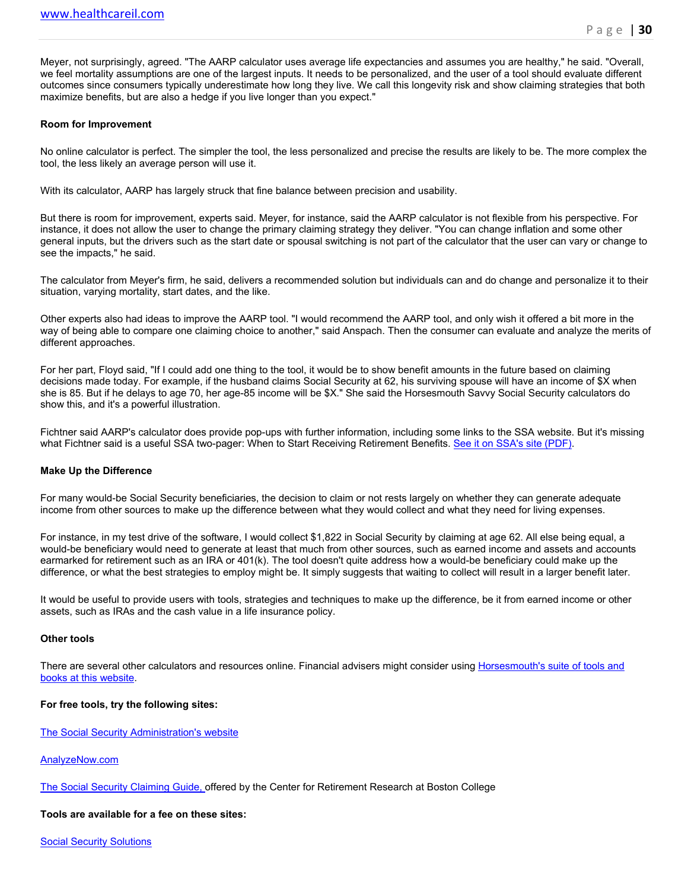Meyer, not surprisingly, agreed. "The AARP calculator uses average life expectancies and assumes you are healthy," he said. "Overall, we feel mortality assumptions are one of the largest inputs. It needs to be personalized, and the user of a tool should evaluate different outcomes since consumers typically underestimate how long they live. We call this longevity risk and show claiming strategies that both maximize benefits, but are also a hedge if you live longer than you expect."

**Room for Improvement**

No online calculator is perfect. The simpler the tool, the less personalized and precise the results are likely to be. The more complex the tool, the less likely an average person will use it.

With its calculator, AARP has largely struck that fine balance between precision and usability.

But there is room for improvement, experts said. Meyer, for instance, said the AARP calculator is not flexible from his perspective. For instance, it does not allow the user to change the primary claiming strategy they deliver. "You can change inflation and some other general inputs, but the drivers such as the start date or spousal switching is not part of the calculator that the user can vary or change to see the impacts," he said.

The calculator from Meyer's firm, he said, delivers a recommended solution but individuals can and do change and personalize it to their situation, varying mortality, start dates, and the like.

Other experts also had ideas to improve the AARP tool. "I would recommend the AARP tool, and only wish it offered a bit more in the way of being able to compare one claiming choice to another," said Anspach. Then the consumer can evaluate and analyze the merits of different approaches.

For her part, Floyd said, "If I could add one thing to the tool, it would be to show benefit amounts in the future based on claiming decisions made today. For example, if the husband claims Social Security at 62, his surviving spouse will have an income of $X when she is 85. But if he delays to age 70, her age-85 income will be $X." She said the Horsesmouth Savvy Social Security calculators do show this, and it's a powerful illustration.

Fichtner said AARP's calculator does provide pop-ups with further information, including some links to the SSA website. But it's missing what Fichtner said is a useful SSA two-pager: When to Start Receiving Retirement Benefits. See it on SSA's site (PDF).

**Make Up the Difference**

For many would-be Social Security beneficiaries, the decision to claim or not rests largely on whether they can generate adequate income from other sources to make up the difference between what they would collect and what they need for living expenses.

For instance, in my test drive of the software, I would collect $1,822 in Social Security by claiming at age 62. All else being equal, a would-be beneficiary would need to generate at least that much from other sources, such as earned income and assets and accounts earmarked for retirement such as an IRA or 401(k). The tool doesn't quite address how a would-be beneficiary could make up the difference, or what the best strategies to employ might be. It simply suggests that waiting to collect will result in a larger benefit later.

It would be useful to provide users with tools, strategies and techniques to make up the difference, be it from earned income or other assets, such as IRAs and the cash value in a life insurance policy.

**Other tools**

There are several other calculators and resources online. Financial advisers might consider using Horsesmouth's suite of tools and books at this website.

**For free tools, try the following sites:**

The Social Security Administration's website

AnalyzeNow.com

The Social Security Claiming Guide, offered by the Center for Retirement Research at Boston College

**Tools are available for a fee on these sites:**

Social Security Solutions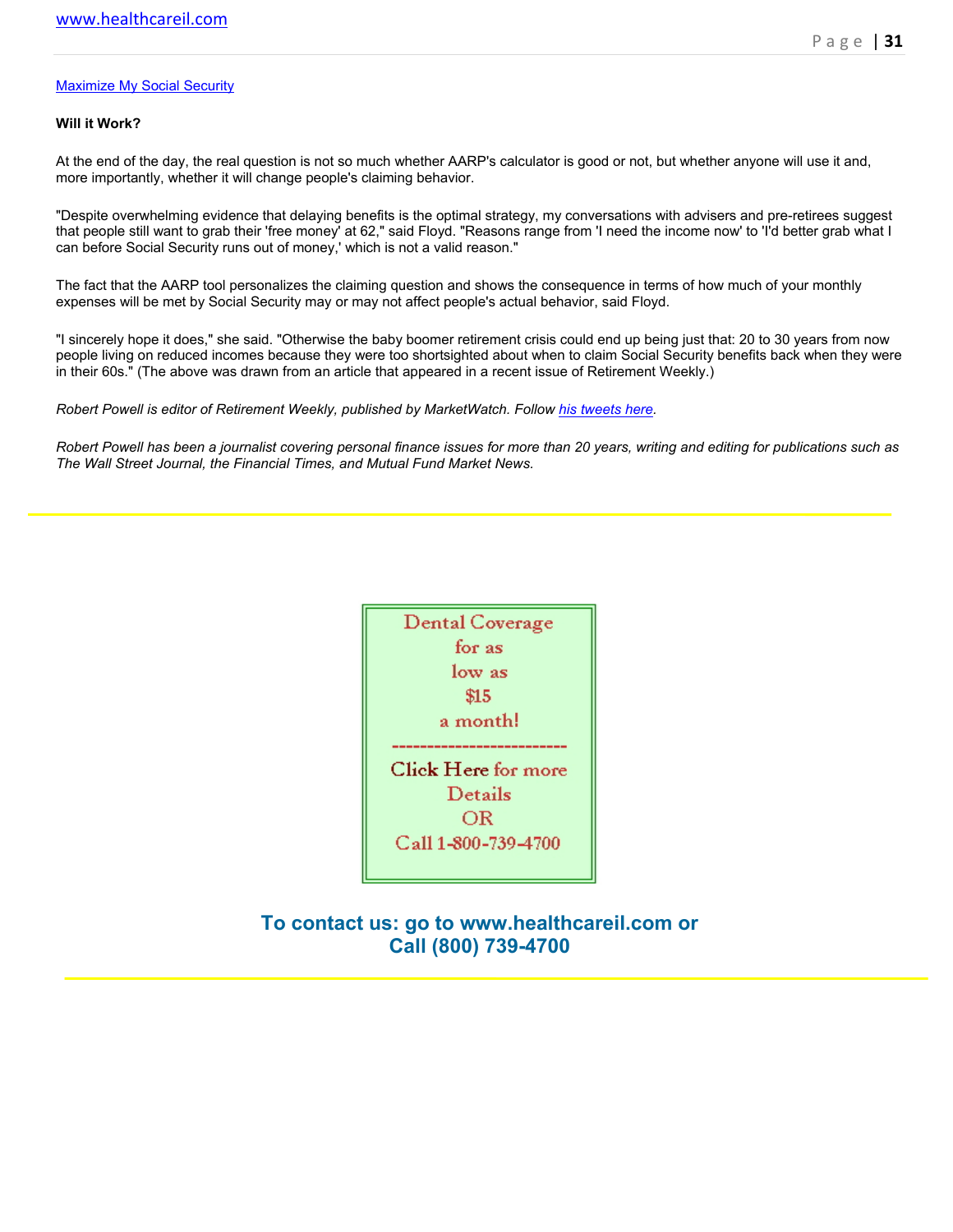Maximize My Social Security

**Will it Work?**

At the end of the day, the real question is not so much whether AARP's calculator is good or not, but whether anyone will use it and, more importantly, whether it will change people's claiming behavior.

"Despite overwhelming evidence that delaying benefits is the optimal strategy, my conversations with advisers and pre-retirees suggest that people still want to grab their 'free money' at 62," said Floyd. "Reasons range from 'I need the income now' to 'I'd better grab what I can before Social Security runs out of money,' which is not a valid reason."

The fact that the AARP tool personalizes the claiming question and shows the consequence in terms of how much of your monthly expenses will be met by Social Security may or may not affect people's actual behavior, said Floyd.

"I sincerely hope it does," she said. "Otherwise the baby boomer retirement crisis could end up being just that: 20 to 30 years from now people living on reduced incomes because they were too shortsighted about when to claim Social Security benefits back when they were in their 60s." (The above was drawn from an article that appeared in a recent issue of Retirement Weekly.)

*Robert Powell is editor of Retirement Weekly, published by MarketWatch. Follow his tweets here.*

*Robert Powell has been a journalist covering personal finance issues for more than 20 years, writing and editing for publications such as The Wall Street Journal, the Financial Times, and Mutual Fund Market News.*

---

Dental Coverage
for as
low as
$15
a month!

-------------------------

Click Here for more
Details
OR
Call 1-800-739-4700

**To contact us: go to www.healthcareil.com or Call (800) 739-4700**